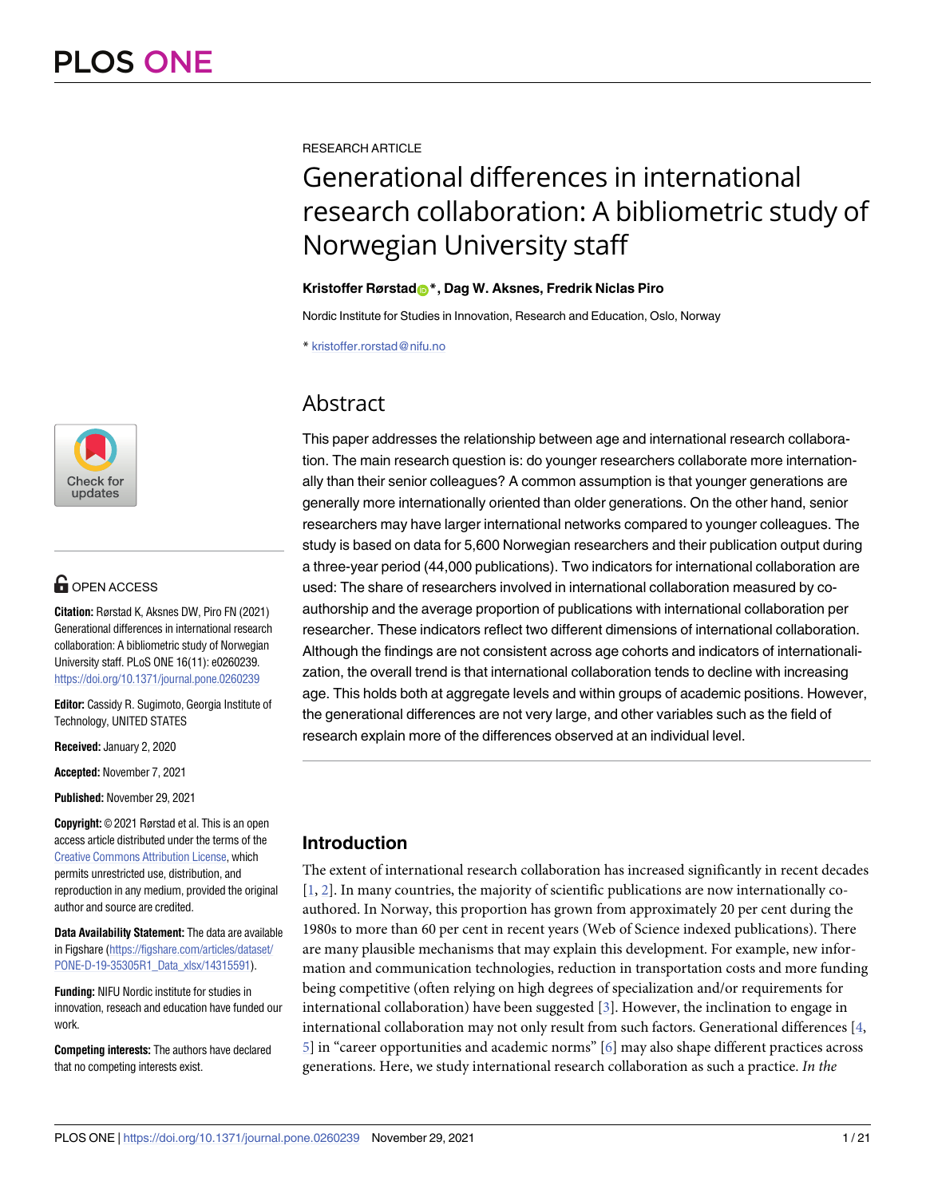RESEARCH ARTICLE

# Generational differences in international research collaboration: A bibliometric study of Norwegian University staff

**Kristoffer Rørstad*, Dag W. Aksnes, Fredrik Niclas Piro**

Nordic Institute for Studies in Innovation, Research and Education, Oslo, Norway

* kristoffer.rorstad@nifu.no

OPEN ACCESS

**Citation:** Rørstad K, Aksnes DW, Piro FN (2021) Generational differences in international research collaboration: A bibliometric study of Norwegian University staff. PLoS ONE 16(11): e0260239. https://doi.org/10.1371/journal.pone.0260239

**Editor:** Cassidy R. Sugimoto, Georgia Institute of Technology, UNITED STATES

**Received:** January 2, 2020

**Accepted:** November 7, 2021

**Published:** November 29, 2021

**Copyright:** © 2021 Rørstad et al. This is an open access article distributed under the terms of the Creative Commons Attribution License, which permits unrestricted use, distribution, and reproduction in any medium, provided the original author and source are credited.

**Data Availability Statement:** The data are available in Figshare (https://figshare.com/articles/dataset/PONE-D-19-35305R1_Data_xlsx/14315591).

**Funding:** NIFU Nordic institute for studies in innovation, reseach and education have funded our work.

**Competing interests:** The authors have declared that no competing interests exist.

## Abstract

This paper addresses the relationship between age and international research collaboration. The main research question is: do younger researchers collaborate more internationally than their senior colleagues? A common assumption is that younger generations are generally more internationally oriented than older generations. On the other hand, senior researchers may have larger international networks compared to younger colleagues. The study is based on data for 5,600 Norwegian researchers and their publication output during a three-year period (44,000 publications). Two indicators for international collaboration are used: The share of researchers involved in international collaboration measured by co-authorship and the average proportion of publications with international collaboration per researcher. These indicators reflect two different dimensions of international collaboration. Although the findings are not consistent across age cohorts and indicators of internationalization, the overall trend is that international collaboration tends to decline with increasing age. This holds both at aggregate levels and within groups of academic positions. However, the generational differences are not very large, and other variables such as the field of research explain more of the differences observed at an individual level.

## Introduction

The extent of international research collaboration has increased significantly in recent decades [1, 2]. In many countries, the majority of scientific publications are now internationally co-authored. In Norway, this proportion has grown from approximately 20 per cent during the 1980s to more than 60 per cent in recent years (Web of Science indexed publications). There are many plausible mechanisms that may explain this development. For example, new information and communication technologies, reduction in transportation costs and more funding being competitive (often relying on high degrees of specialization and/or requirements for international collaboration) have been suggested [3]. However, the inclination to engage in international collaboration may not only result from such factors. Generational differences [4, 5] in "career opportunities and academic norms" [6] may also shape different practices across generations. Here, we study international research collaboration as such a practice. *In the*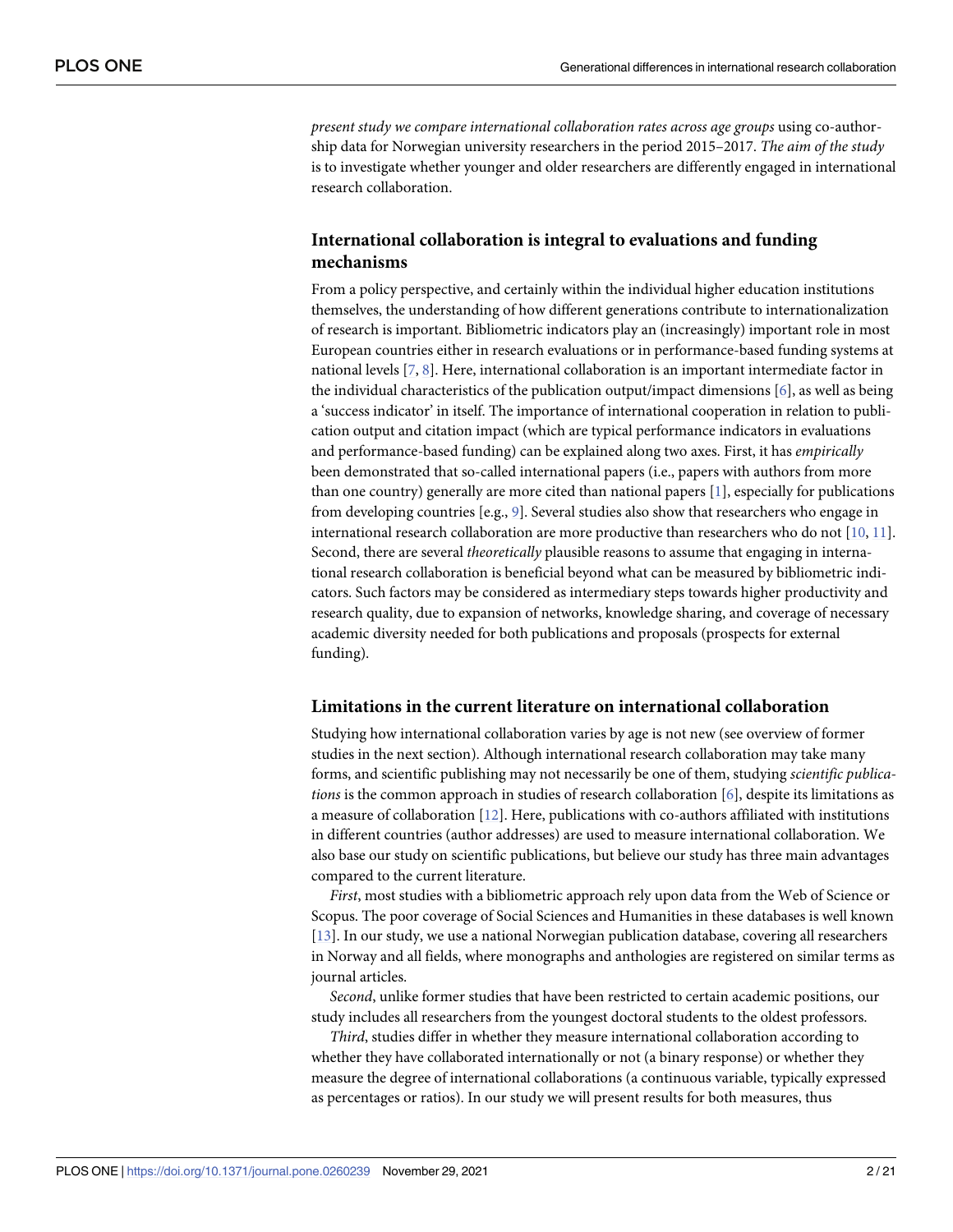*present study we compare international collaboration rates across age groups* using co-authorship data for Norwegian university researchers in the period 2015–2017. *The aim of the study* is to investigate whether younger and older researchers are differently engaged in international research collaboration.

## International collaboration is integral to evaluations and funding mechanisms

From a policy perspective, and certainly within the individual higher education institutions themselves, the understanding of how different generations contribute to internationalization of research is important. Bibliometric indicators play an (increasingly) important role in most European countries either in research evaluations or in performance-based funding systems at national levels [7, 8]. Here, international collaboration is an important intermediate factor in the individual characteristics of the publication output/impact dimensions [6], as well as being a 'success indicator' in itself. The importance of international cooperation in relation to publication output and citation impact (which are typical performance indicators in evaluations and performance-based funding) can be explained along two axes. First, it has *empirically* been demonstrated that so-called international papers (i.e., papers with authors from more than one country) generally are more cited than national papers [1], especially for publications from developing countries [e.g., 9]. Several studies also show that researchers who engage in international research collaboration are more productive than researchers who do not [10, 11]. Second, there are several *theoretically* plausible reasons to assume that engaging in international research collaboration is beneficial beyond what can be measured by bibliometric indicators. Such factors may be considered as intermediary steps towards higher productivity and research quality, due to expansion of networks, knowledge sharing, and coverage of necessary academic diversity needed for both publications and proposals (prospects for external funding).

## Limitations in the current literature on international collaboration

Studying how international collaboration varies by age is not new (see overview of former studies in the next section). Although international research collaboration may take many forms, and scientific publishing may not necessarily be one of them, studying *scientific publications* is the common approach in studies of research collaboration [6], despite its limitations as a measure of collaboration [12]. Here, publications with co-authors affiliated with institutions in different countries (author addresses) are used to measure international collaboration. We also base our study on scientific publications, but believe our study has three main advantages compared to the current literature.

*First*, most studies with a bibliometric approach rely upon data from the Web of Science or Scopus. The poor coverage of Social Sciences and Humanities in these databases is well known [13]. In our study, we use a national Norwegian publication database, covering all researchers in Norway and all fields, where monographs and anthologies are registered on similar terms as journal articles.

*Second*, unlike former studies that have been restricted to certain academic positions, our study includes all researchers from the youngest doctoral students to the oldest professors.

*Third*, studies differ in whether they measure international collaboration according to whether they have collaborated internationally or not (a binary response) or whether they measure the degree of international collaborations (a continuous variable, typically expressed as percentages or ratios). In our study we will present results for both measures, thus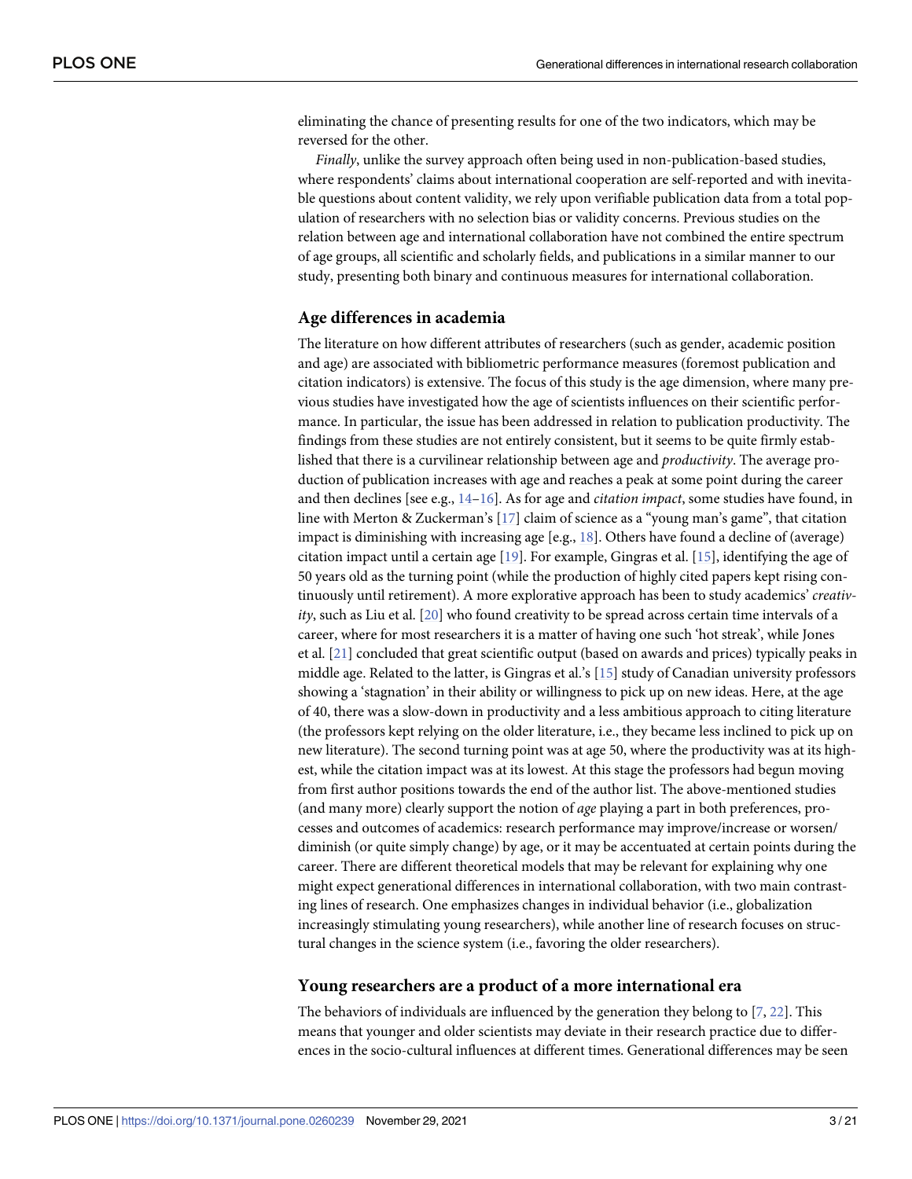eliminating the chance of presenting results for one of the two indicators, which may be reversed for the other.

*Finally*, unlike the survey approach often being used in non-publication-based studies, where respondents' claims about international cooperation are self-reported and with inevitable questions about content validity, we rely upon verifiable publication data from a total population of researchers with no selection bias or validity concerns. Previous studies on the relation between age and international collaboration have not combined the entire spectrum of age groups, all scientific and scholarly fields, and publications in a similar manner to our study, presenting both binary and continuous measures for international collaboration.

## Age differences in academia

The literature on how different attributes of researchers (such as gender, academic position and age) are associated with bibliometric performance measures (foremost publication and citation indicators) is extensive. The focus of this study is the age dimension, where many previous studies have investigated how the age of scientists influences on their scientific performance. In particular, the issue has been addressed in relation to publication productivity. The findings from these studies are not entirely consistent, but it seems to be quite firmly established that there is a curvilinear relationship between age and *productivity*. The average production of publication increases with age and reaches a peak at some point during the career and then declines [see e.g., 14–16]. As for age and *citation impact*, some studies have found, in line with Merton & Zuckerman's [17] claim of science as a "young man's game", that citation impact is diminishing with increasing age [e.g., 18]. Others have found a decline of (average) citation impact until a certain age [19]. For example, Gingras et al. [15], identifying the age of 50 years old as the turning point (while the production of highly cited papers kept rising continuously until retirement). A more explorative approach has been to study academics' *creativity*, such as Liu et al. [20] who found creativity to be spread across certain time intervals of a career, where for most researchers it is a matter of having one such 'hot streak', while Jones et al. [21] concluded that great scientific output (based on awards and prices) typically peaks in middle age. Related to the latter, is Gingras et al.'s [15] study of Canadian university professors showing a 'stagnation' in their ability or willingness to pick up on new ideas. Here, at the age of 40, there was a slow-down in productivity and a less ambitious approach to citing literature (the professors kept relying on the older literature, i.e., they became less inclined to pick up on new literature). The second turning point was at age 50, where the productivity was at its highest, while the citation impact was at its lowest. At this stage the professors had begun moving from first author positions towards the end of the author list. The above-mentioned studies (and many more) clearly support the notion of *age* playing a part in both preferences, processes and outcomes of academics: research performance may improve/increase or worsen/diminish (or quite simply change) by age, or it may be accentuated at certain points during the career. There are different theoretical models that may be relevant for explaining why one might expect generational differences in international collaboration, with two main contrasting lines of research. One emphasizes changes in individual behavior (i.e., globalization increasingly stimulating young researchers), while another line of research focuses on structural changes in the science system (i.e., favoring the older researchers).

## Young researchers are a product of a more international era

The behaviors of individuals are influenced by the generation they belong to [7, 22]. This means that younger and older scientists may deviate in their research practice due to differences in the socio-cultural influences at different times. Generational differences may be seen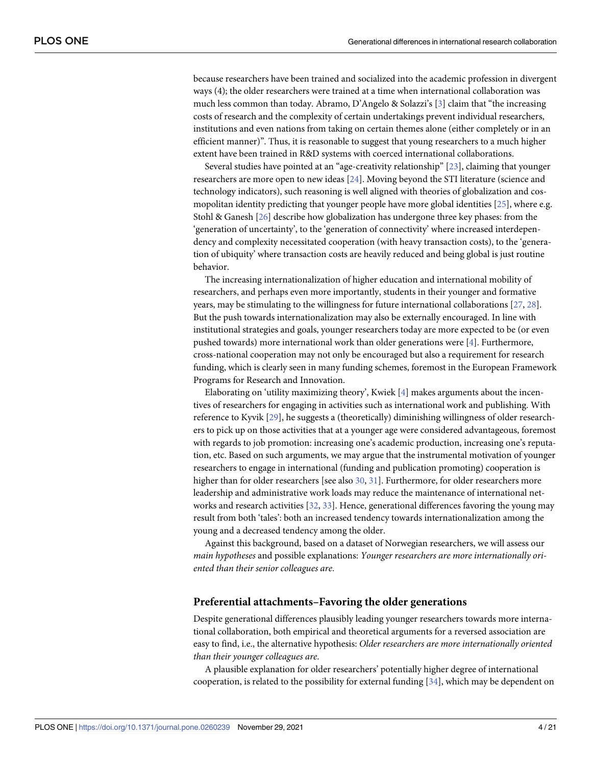because researchers have been trained and socialized into the academic profession in divergent ways (4); the older researchers were trained at a time when international collaboration was much less common than today. Abramo, D'Angelo & Solazzi's [3] claim that "the increasing costs of research and the complexity of certain undertakings prevent individual researchers, institutions and even nations from taking on certain themes alone (either completely or in an efficient manner)". Thus, it is reasonable to suggest that young researchers to a much higher extent have been trained in R&D systems with coerced international collaborations.

Several studies have pointed at an "age-creativity relationship" [23], claiming that younger researchers are more open to new ideas [24]. Moving beyond the STI literature (science and technology indicators), such reasoning is well aligned with theories of globalization and cosmopolitan identity predicting that younger people have more global identities [25], where e.g. Stohl & Ganesh [26] describe how globalization has undergone three key phases: from the 'generation of uncertainty', to the 'generation of connectivity' where increased interdependency and complexity necessitated cooperation (with heavy transaction costs), to the 'generation of ubiquity' where transaction costs are heavily reduced and being global is just routine behavior.

The increasing internationalization of higher education and international mobility of researchers, and perhaps even more importantly, students in their younger and formative years, may be stimulating to the willingness for future international collaborations [27, 28]. But the push towards internationalization may also be externally encouraged. In line with institutional strategies and goals, younger researchers today are more expected to be (or even pushed towards) more international work than older generations were [4]. Furthermore, cross-national cooperation may not only be encouraged but also a requirement for research funding, which is clearly seen in many funding schemes, foremost in the European Framework Programs for Research and Innovation.

Elaborating on 'utility maximizing theory', Kwiek [4] makes arguments about the incentives of researchers for engaging in activities such as international work and publishing. With reference to Kyvik [29], he suggests a (theoretically) diminishing willingness of older researchers to pick up on those activities that at a younger age were considered advantageous, foremost with regards to job promotion: increasing one's academic production, increasing one's reputation, etc. Based on such arguments, we may argue that the instrumental motivation of younger researchers to engage in international (funding and publication promoting) cooperation is higher than for older researchers [see also 30, 31]. Furthermore, for older researchers more leadership and administrative work loads may reduce the maintenance of international networks and research activities [32, 33]. Hence, generational differences favoring the young may result from both 'tales': both an increased tendency towards internationalization among the young and a decreased tendency among the older.

Against this background, based on a dataset of Norwegian researchers, we will assess our *main hypotheses* and possible explanations: *Younger researchers are more internationally oriented than their senior colleagues are*.

## Preferential attachments–Favoring the older generations

Despite generational differences plausibly leading younger researchers towards more international collaboration, both empirical and theoretical arguments for a reversed association are easy to find, i.e., the alternative hypothesis: *Older researchers are more internationally oriented than their younger colleagues are*.

A plausible explanation for older researchers' potentially higher degree of international cooperation, is related to the possibility for external funding [34], which may be dependent on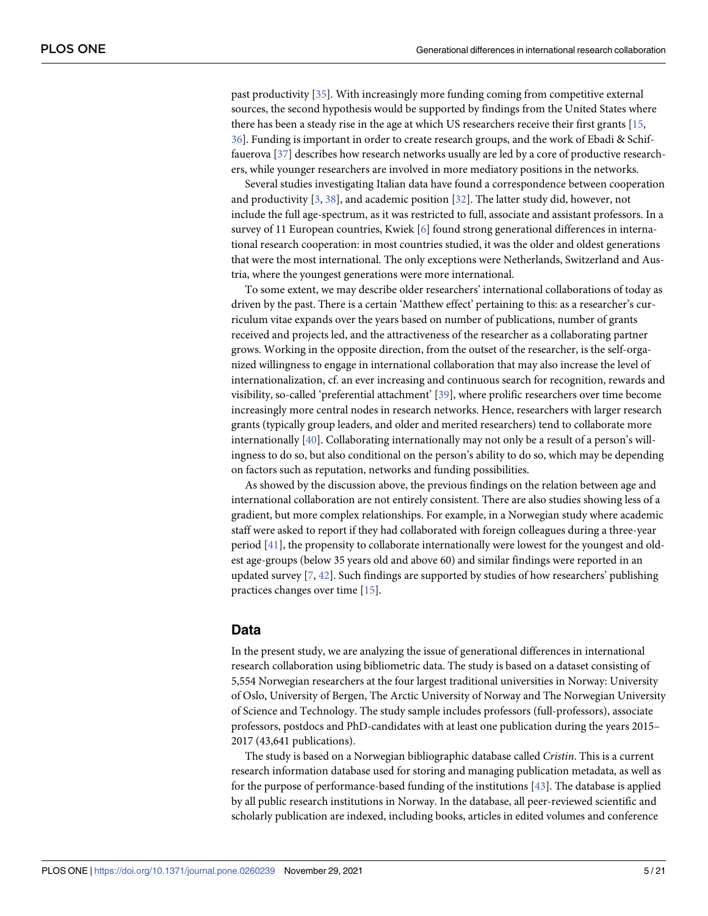past productivity [35]. With increasingly more funding coming from competitive external sources, the second hypothesis would be supported by findings from the United States where there has been a steady rise in the age at which US researchers receive their first grants [15, 36]. Funding is important in order to create research groups, and the work of Ebadi & Schiffauerova [37] describes how research networks usually are led by a core of productive researchers, while younger researchers are involved in more mediatory positions in the networks.

Several studies investigating Italian data have found a correspondence between cooperation and productivity [3, 38], and academic position [32]. The latter study did, however, not include the full age-spectrum, as it was restricted to full, associate and assistant professors. In a survey of 11 European countries, Kwiek [6] found strong generational differences in international research cooperation: in most countries studied, it was the older and oldest generations that were the most international. The only exceptions were Netherlands, Switzerland and Austria, where the youngest generations were more international.

To some extent, we may describe older researchers' international collaborations of today as driven by the past. There is a certain 'Matthew effect' pertaining to this: as a researcher's curriculum vitae expands over the years based on number of publications, number of grants received and projects led, and the attractiveness of the researcher as a collaborating partner grows. Working in the opposite direction, from the outset of the researcher, is the self-organized willingness to engage in international collaboration that may also increase the level of internationalization, cf. an ever increasing and continuous search for recognition, rewards and visibility, so-called 'preferential attachment' [39], where prolific researchers over time become increasingly more central nodes in research networks. Hence, researchers with larger research grants (typically group leaders, and older and merited researchers) tend to collaborate more internationally [40]. Collaborating internationally may not only be a result of a person's willingness to do so, but also conditional on the person's ability to do so, which may be depending on factors such as reputation, networks and funding possibilities.

As showed by the discussion above, the previous findings on the relation between age and international collaboration are not entirely consistent. There are also studies showing less of a gradient, but more complex relationships. For example, in a Norwegian study where academic staff were asked to report if they had collaborated with foreign colleagues during a three-year period [41], the propensity to collaborate internationally were lowest for the youngest and oldest age-groups (below 35 years old and above 60) and similar findings were reported in an updated survey [7, 42]. Such findings are supported by studies of how researchers' publishing practices changes over time [15].

## Data

In the present study, we are analyzing the issue of generational differences in international research collaboration using bibliometric data. The study is based on a dataset consisting of 5,554 Norwegian researchers at the four largest traditional universities in Norway: University of Oslo, University of Bergen, The Arctic University of Norway and The Norwegian University of Science and Technology. The study sample includes professors (full-professors), associate professors, postdocs and PhD-candidates with at least one publication during the years 2015–2017 (43,641 publications).

The study is based on a Norwegian bibliographic database called *Cristin*. This is a current research information database used for storing and managing publication metadata, as well as for the purpose of performance-based funding of the institutions [43]. The database is applied by all public research institutions in Norway. In the database, all peer-reviewed scientific and scholarly publication are indexed, including books, articles in edited volumes and conference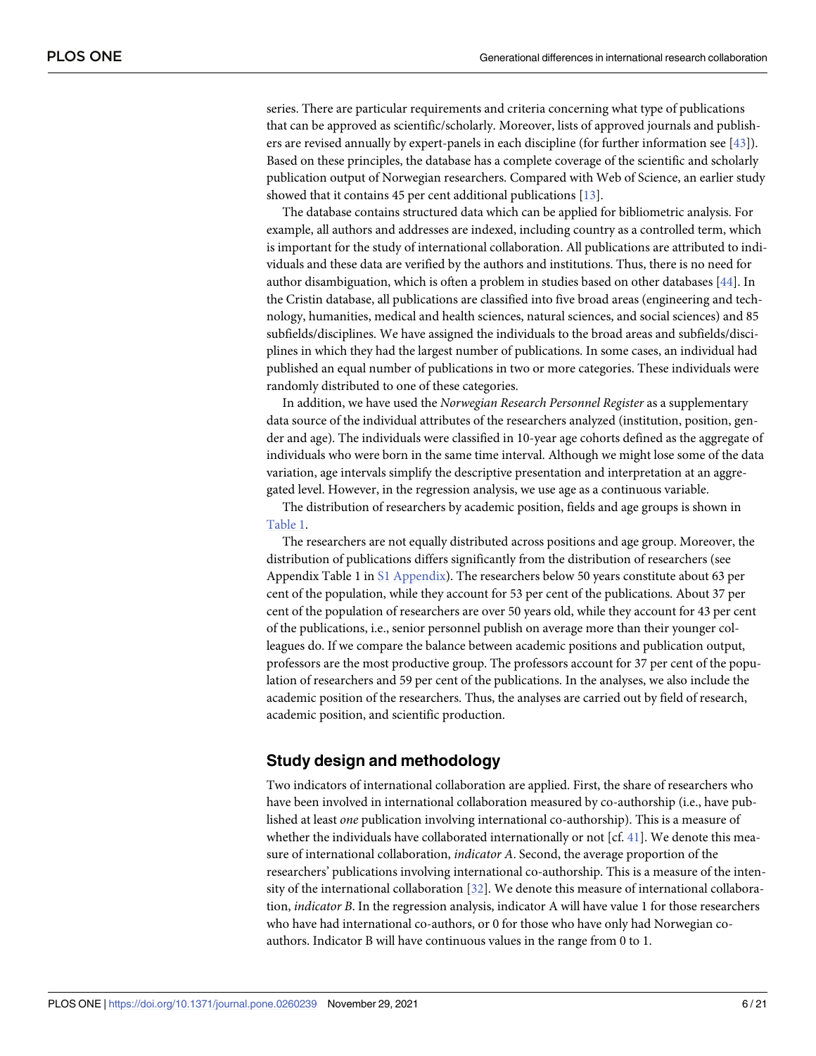series. There are particular requirements and criteria concerning what type of publications that can be approved as scientific/scholarly. Moreover, lists of approved journals and publishers are revised annually by expert-panels in each discipline (for further information see [43]). Based on these principles, the database has a complete coverage of the scientific and scholarly publication output of Norwegian researchers. Compared with Web of Science, an earlier study showed that it contains 45 per cent additional publications [13].

The database contains structured data which can be applied for bibliometric analysis. For example, all authors and addresses are indexed, including country as a controlled term, which is important for the study of international collaboration. All publications are attributed to individuals and these data are verified by the authors and institutions. Thus, there is no need for author disambiguation, which is often a problem in studies based on other databases [44]. In the Cristin database, all publications are classified into five broad areas (engineering and technology, humanities, medical and health sciences, natural sciences, and social sciences) and 85 subfields/disciplines. We have assigned the individuals to the broad areas and subfields/disciplines in which they had the largest number of publications. In some cases, an individual had published an equal number of publications in two or more categories. These individuals were randomly distributed to one of these categories.

In addition, we have used the *Norwegian Research Personnel Register* as a supplementary data source of the individual attributes of the researchers analyzed (institution, position, gender and age). The individuals were classified in 10-year age cohorts defined as the aggregate of individuals who were born in the same time interval. Although we might lose some of the data variation, age intervals simplify the descriptive presentation and interpretation at an aggregated level. However, in the regression analysis, we use age as a continuous variable.

The distribution of researchers by academic position, fields and age groups is shown in Table 1.

The researchers are not equally distributed across positions and age group. Moreover, the distribution of publications differs significantly from the distribution of researchers (see Appendix Table 1 in S1 Appendix). The researchers below 50 years constitute about 63 per cent of the population, while they account for 53 per cent of the publications. About 37 per cent of the population of researchers are over 50 years old, while they account for 43 per cent of the publications, i.e., senior personnel publish on average more than their younger colleagues do. If we compare the balance between academic positions and publication output, professors are the most productive group. The professors account for 37 per cent of the population of researchers and 59 per cent of the publications. In the analyses, we also include the academic position of the researchers. Thus, the analyses are carried out by field of research, academic position, and scientific production.

## Study design and methodology

Two indicators of international collaboration are applied. First, the share of researchers who have been involved in international collaboration measured by co-authorship (i.e., have published at least *one* publication involving international co-authorship). This is a measure of whether the individuals have collaborated internationally or not [cf. 41]. We denote this measure of international collaboration, *indicator A*. Second, the average proportion of the researchers' publications involving international co-authorship. This is a measure of the intensity of the international collaboration [32]. We denote this measure of international collaboration, *indicator B*. In the regression analysis, indicator A will have value 1 for those researchers who have had international co-authors, or 0 for those who have only had Norwegian co-authors. Indicator B will have continuous values in the range from 0 to 1.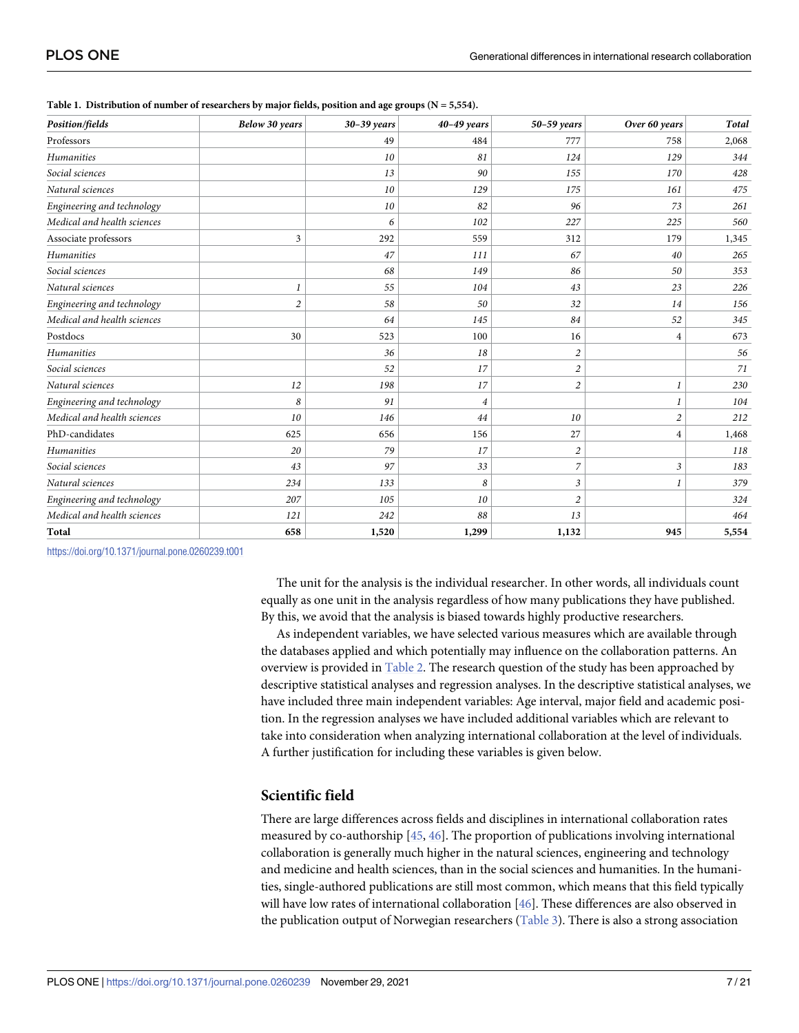**Table 1. Distribution of number of researchers by major fields, position and age groups (N = 5,554).**

| *Position/fields* | *Below 30 years* | *30–39 years* | *40–49 years* | *50–59 years* | *Over 60 years* | *Total* |
|---|---|---|---|---|---|---|
| Professors | | 49 | 484 | 777 | 758 | 2,068 |
| *Humanities* | | *10* | *81* | *124* | *129* | *344* |
| *Social sciences* | | *13* | *90* | *155* | *170* | *428* |
| *Natural sciences* | | *10* | *129* | *175* | *161* | *475* |
| *Engineering and technology* | | *10* | *82* | *96* | *73* | *261* |
| *Medical and health sciences* | | *6* | *102* | *227* | *225* | *560* |
| Associate professors | 3 | 292 | 559 | 312 | 179 | 1,345 |
| *Humanities* | | *47* | *111* | *67* | *40* | *265* |
| *Social sciences* | | *68* | *149* | *86* | *50* | *353* |
| *Natural sciences* | *1* | *55* | *104* | *43* | *23* | *226* |
| *Engineering and technology* | *2* | *58* | *50* | *32* | *14* | *156* |
| *Medical and health sciences* | | *64* | *145* | *84* | *52* | *345* |
| Postdocs | 30 | 523 | 100 | 16 | 4 | 673 |
| *Humanities* | | *36* | *18* | *2* | | *56* |
| *Social sciences* | | *52* | *17* | *2* | | *71* |
| *Natural sciences* | *12* | *198* | *17* | *2* | *1* | *230* |
| *Engineering and technology* | *8* | *91* | *4* | | *1* | *104* |
| *Medical and health sciences* | *10* | *146* | *44* | *10* | *2* | *212* |
| PhD-candidates | 625 | 656 | 156 | 27 | 4 | 1,468 |
| *Humanities* | *20* | *79* | *17* | *2* | | *118* |
| *Social sciences* | *43* | *97* | *33* | *7* | *3* | *183* |
| *Natural sciences* | *234* | *133* | *8* | *3* | *1* | *379* |
| *Engineering and technology* | *207* | *105* | *10* | *2* | | *324* |
| *Medical and health sciences* | *121* | *242* | *88* | *13* | | *464* |
| **Total** | **658** | **1,520** | **1,299** | **1,132** | **945** | **5,554** |

https://doi.org/10.1371/journal.pone.0260239.t001

The unit for the analysis is the individual researcher. In other words, all individuals count equally as one unit in the analysis regardless of how many publications they have published. By this, we avoid that the analysis is biased towards highly productive researchers.

As independent variables, we have selected various measures which are available through the databases applied and which potentially may influence on the collaboration patterns. An overview is provided in Table 2. The research question of the study has been approached by descriptive statistical analyses and regression analyses. In the descriptive statistical analyses, we have included three main independent variables: Age interval, major field and academic position. In the regression analyses we have included additional variables which are relevant to take into consideration when analyzing international collaboration at the level of individuals. A further justification for including these variables is given below.

## Scientific field

There are large differences across fields and disciplines in international collaboration rates measured by co-authorship [45, 46]. The proportion of publications involving international collaboration is generally much higher in the natural sciences, engineering and technology and medicine and health sciences, than in the social sciences and humanities. In the humanities, single-authored publications are still most common, which means that this field typically will have low rates of international collaboration [46]. These differences are also observed in the publication output of Norwegian researchers (Table 3). There is also a strong association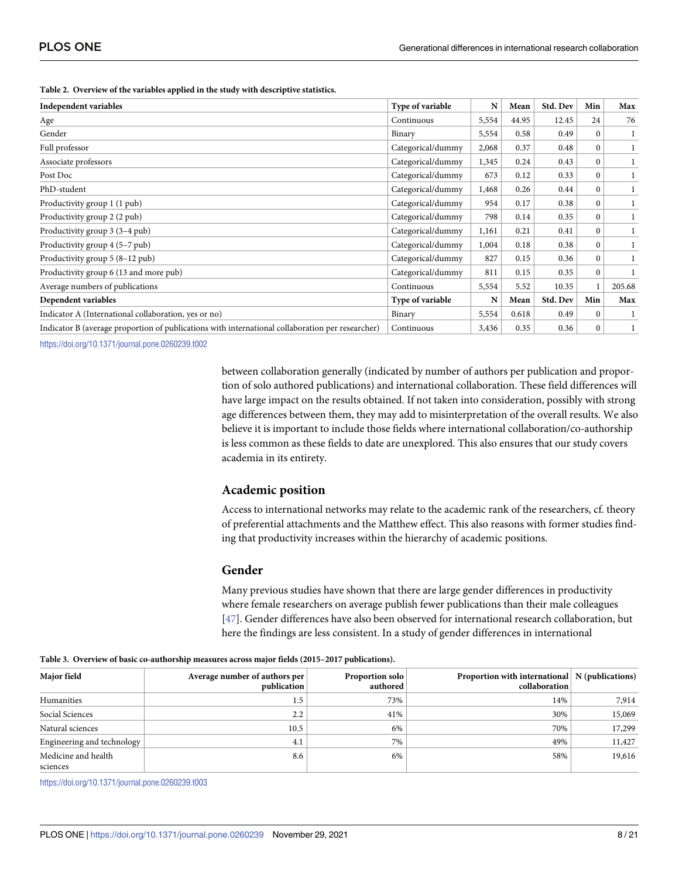**Table 2. Overview of the variables applied in the study with descriptive statistics.**

| Independent variables | Type of variable | N | Mean | Std. Dev | Min | Max |
|---|---|---|---|---|---|---|
| Age | Continuous | 5,554 | 44.95 | 12.45 | 24 | 76 |
| Gender | Binary | 5,554 | 0.58 | 0.49 | 0 | 1 |
| Full professor | Categorical/dummy | 2,068 | 0.37 | 0.48 | 0 | 1 |
| Associate professors | Categorical/dummy | 1,345 | 0.24 | 0.43 | 0 | 1 |
| Post Doc | Categorical/dummy | 673 | 0.12 | 0.33 | 0 | 1 |
| PhD-student | Categorical/dummy | 1,468 | 0.26 | 0.44 | 0 | 1 |
| Productivity group 1 (1 pub) | Categorical/dummy | 954 | 0.17 | 0.38 | 0 | 1 |
| Productivity group 2 (2 pub) | Categorical/dummy | 798 | 0.14 | 0.35 | 0 | 1 |
| Productivity group 3 (3–4 pub) | Categorical/dummy | 1,161 | 0.21 | 0.41 | 0 | 1 |
| Productivity group 4 (5–7 pub) | Categorical/dummy | 1,004 | 0.18 | 0.38 | 0 | 1 |
| Productivity group 5 (8–12 pub) | Categorical/dummy | 827 | 0.15 | 0.36 | 0 | 1 |
| Productivity group 6 (13 and more pub) | Categorical/dummy | 811 | 0.15 | 0.35 | 0 | 1 |
| Average numbers of publications | Continuous | 5,554 | 5.52 | 10.35 | 1 | 205.68 |
| **Dependent variables** | **Type of variable** | **N** | **Mean** | **Std. Dev** | **Min** | **Max** |
| Indicator A (International collaboration, yes or no) | Binary | 5,554 | 0.618 | 0.49 | 0 | 1 |
| Indicator B (average proportion of publications with international collaboration per researcher) | Continuous | 3,436 | 0.35 | 0.36 | 0 | 1 |

https://doi.org/10.1371/journal.pone.0260239.t002

between collaboration generally (indicated by number of authors per publication and proportion of solo authored publications) and international collaboration. These field differences will have large impact on the results obtained. If not taken into consideration, possibly with strong age differences between them, they may add to misinterpretation of the overall results. We also believe it is important to include those fields where international collaboration/co-authorship is less common as these fields to date are unexplored. This also ensures that our study covers academia in its entirety.

## Academic position

Access to international networks may relate to the academic rank of the researchers, cf. theory of preferential attachments and the Matthew effect. This also reasons with former studies finding that productivity increases within the hierarchy of academic positions.

## Gender

Many previous studies have shown that there are large gender differences in productivity where female researchers on average publish fewer publications than their male colleagues [47]. Gender differences have also been observed for international research collaboration, but here the findings are less consistent. In a study of gender differences in international

**Table 3. Overview of basic co-authorship measures across major fields (2015–2017 publications).**

| Major field | Average number of authors per publication | Proportion solo authored | Proportion with international collaboration | N (publications) |
|---|---|---|---|---|
| Humanities | 1.5 | 73% | 14% | 7,914 |
| Social Sciences | 2.2 | 41% | 30% | 15,069 |
| Natural sciences | 10.5 | 6% | 70% | 17,299 |
| Engineering and technology | 4.1 | 7% | 49% | 11,427 |
| Medicine and health sciences | 8.6 | 6% | 58% | 19,616 |

https://doi.org/10.1371/journal.pone.0260239.t003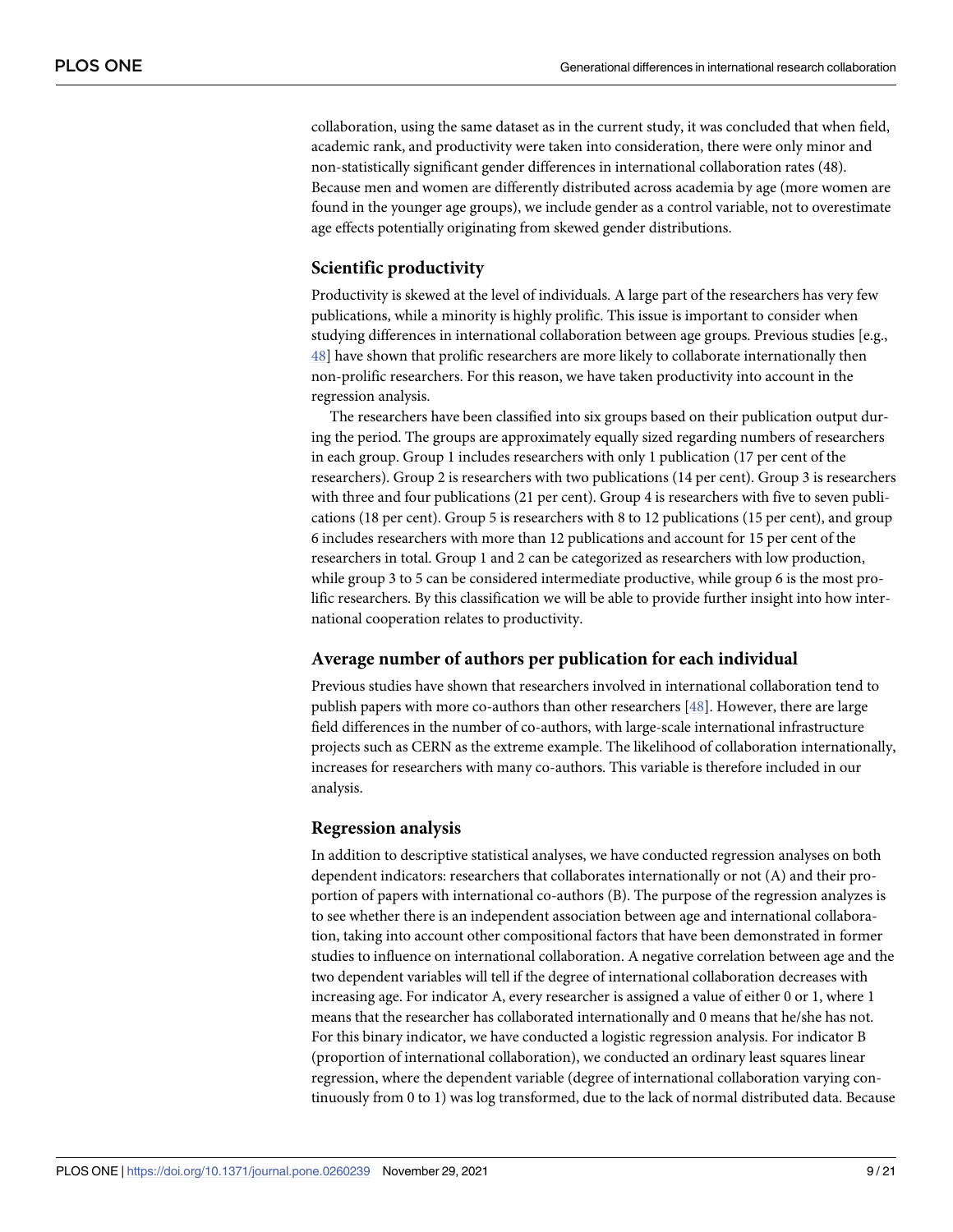collaboration, using the same dataset as in the current study, it was concluded that when field, academic rank, and productivity were taken into consideration, there were only minor and non-statistically significant gender differences in international collaboration rates (48). Because men and women are differently distributed across academia by age (more women are found in the younger age groups), we include gender as a control variable, not to overestimate age effects potentially originating from skewed gender distributions.

## Scientific productivity

Productivity is skewed at the level of individuals. A large part of the researchers has very few publications, while a minority is highly prolific. This issue is important to consider when studying differences in international collaboration between age groups. Previous studies [e.g., 48] have shown that prolific researchers are more likely to collaborate internationally then non-prolific researchers. For this reason, we have taken productivity into account in the regression analysis.

The researchers have been classified into six groups based on their publication output during the period. The groups are approximately equally sized regarding numbers of researchers in each group. Group 1 includes researchers with only 1 publication (17 per cent of the researchers). Group 2 is researchers with two publications (14 per cent). Group 3 is researchers with three and four publications (21 per cent). Group 4 is researchers with five to seven publications (18 per cent). Group 5 is researchers with 8 to 12 publications (15 per cent), and group 6 includes researchers with more than 12 publications and account for 15 per cent of the researchers in total. Group 1 and 2 can be categorized as researchers with low production, while group 3 to 5 can be considered intermediate productive, while group 6 is the most prolific researchers. By this classification we will be able to provide further insight into how international cooperation relates to productivity.

## Average number of authors per publication for each individual

Previous studies have shown that researchers involved in international collaboration tend to publish papers with more co-authors than other researchers [48]. However, there are large field differences in the number of co-authors, with large-scale international infrastructure projects such as CERN as the extreme example. The likelihood of collaboration internationally, increases for researchers with many co-authors. This variable is therefore included in our analysis.

## Regression analysis

In addition to descriptive statistical analyses, we have conducted regression analyses on both dependent indicators: researchers that collaborates internationally or not (A) and their proportion of papers with international co-authors (B). The purpose of the regression analyzes is to see whether there is an independent association between age and international collaboration, taking into account other compositional factors that have been demonstrated in former studies to influence on international collaboration. A negative correlation between age and the two dependent variables will tell if the degree of international collaboration decreases with increasing age. For indicator A, every researcher is assigned a value of either 0 or 1, where 1 means that the researcher has collaborated internationally and 0 means that he/she has not. For this binary indicator, we have conducted a logistic regression analysis. For indicator B (proportion of international collaboration), we conducted an ordinary least squares linear regression, where the dependent variable (degree of international collaboration varying continuously from 0 to 1) was log transformed, due to the lack of normal distributed data. Because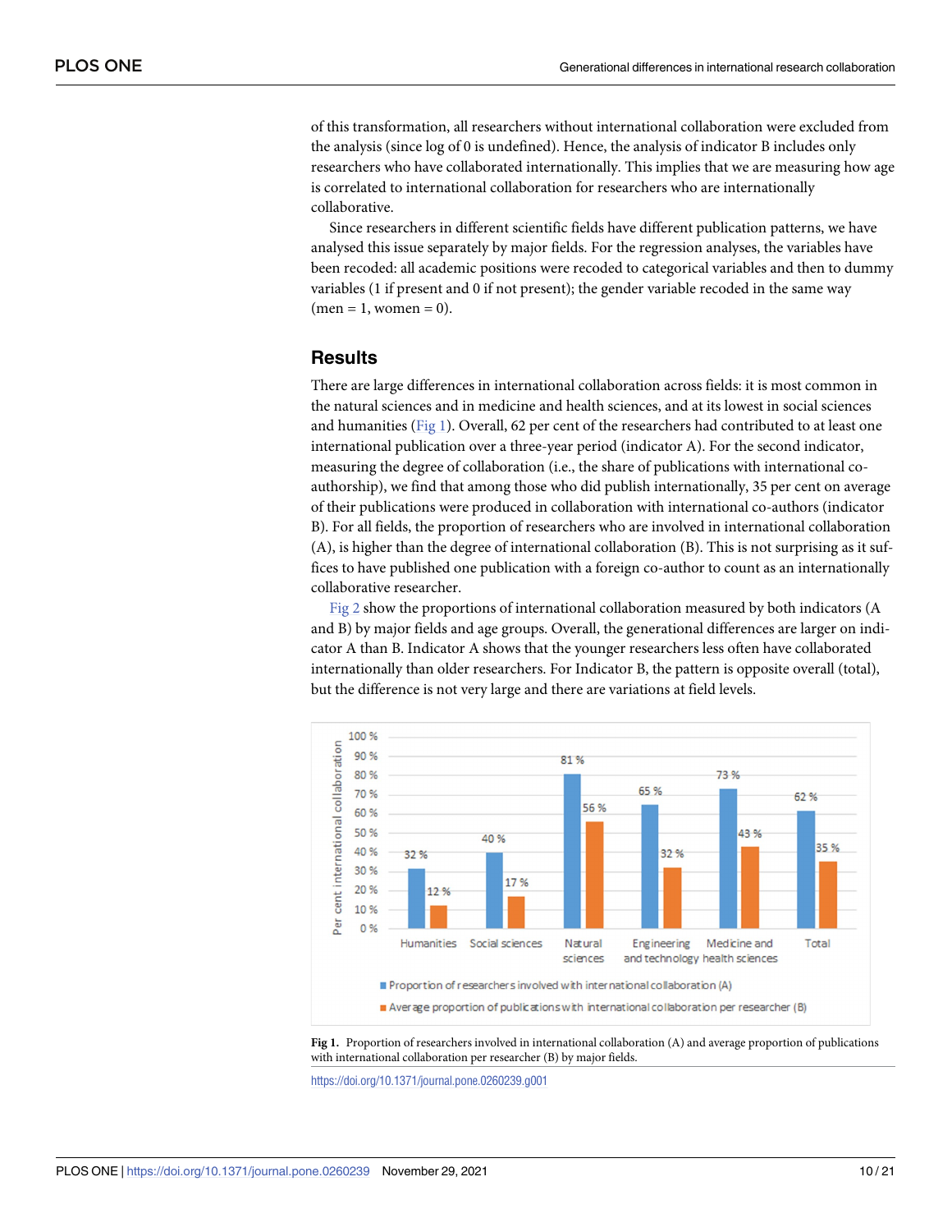of this transformation, all researchers without international collaboration were excluded from the analysis (since log of 0 is undefined). Hence, the analysis of indicator B includes only researchers who have collaborated internationally. This implies that we are measuring how age is correlated to international collaboration for researchers who are internationally collaborative.

Since researchers in different scientific fields have different publication patterns, we have analysed this issue separately by major fields. For the regression analyses, the variables have been recoded: all academic positions were recoded to categorical variables and then to dummy variables (1 if present and 0 if not present); the gender variable recoded in the same way (men = 1, women = 0).

## Results

There are large differences in international collaboration across fields: it is most common in the natural sciences and in medicine and health sciences, and at its lowest in social sciences and humanities (Fig 1). Overall, 62 per cent of the researchers had contributed to at least one international publication over a three-year period (indicator A). For the second indicator, measuring the degree of collaboration (i.e., the share of publications with international co-authorship), we find that among those who did publish internationally, 35 per cent on average of their publications were produced in collaboration with international co-authors (indicator B). For all fields, the proportion of researchers who are involved in international collaboration (A), is higher than the degree of international collaboration (B). This is not surprising as it suffices to have published one publication with a foreign co-author to count as an internationally collaborative researcher.

Fig 2 show the proportions of international collaboration measured by both indicators (A and B) by major fields and age groups. Overall, the generational differences are larger on indicator A than B. Indicator A shows that the younger researchers less often have collaborated internationally than older researchers. For Indicator B, the pattern is opposite overall (total), but the difference is not very large and there are variations at field levels.

**Fig 1.** Proportion of researchers involved in international collaboration (A) and average proportion of publications with international collaboration per researcher (B) by major fields.

https://doi.org/10.1371/journal.pone.0260239.g001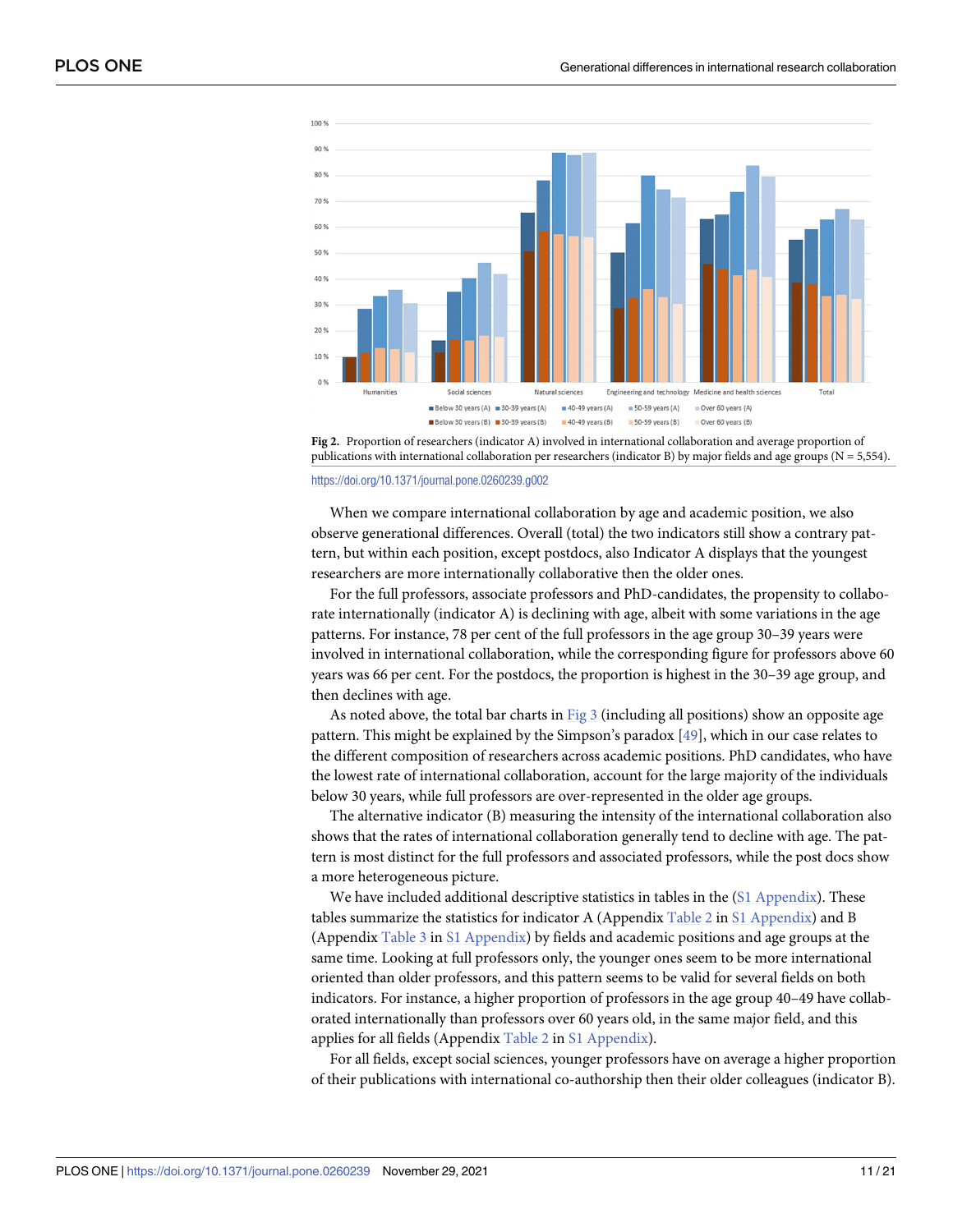**Fig 2.** Proportion of researchers (indicator A) involved in international collaboration and average proportion of publications with international collaboration per researchers (indicator B) by major fields and age groups (N = 5,554).

https://doi.org/10.1371/journal.pone.0260239.g002

When we compare international collaboration by age and academic position, we also observe generational differences. Overall (total) the two indicators still show a contrary pattern, but within each position, except postdocs, also Indicator A displays that the youngest researchers are more internationally collaborative then the older ones.

For the full professors, associate professors and PhD-candidates, the propensity to collaborate internationally (indicator A) is declining with age, albeit with some variations in the age patterns. For instance, 78 per cent of the full professors in the age group 30–39 years were involved in international collaboration, while the corresponding figure for professors above 60 years was 66 per cent. For the postdocs, the proportion is highest in the 30–39 age group, and then declines with age.

As noted above, the total bar charts in Fig 3 (including all positions) show an opposite age pattern. This might be explained by the Simpson's paradox [49], which in our case relates to the different composition of researchers across academic positions. PhD candidates, who have the lowest rate of international collaboration, account for the large majority of the individuals below 30 years, while full professors are over-represented in the older age groups.

The alternative indicator (B) measuring the intensity of the international collaboration also shows that the rates of international collaboration generally tend to decline with age. The pattern is most distinct for the full professors and associated professors, while the post docs show a more heterogeneous picture.

We have included additional descriptive statistics in tables in the (S1 Appendix). These tables summarize the statistics for indicator A (Appendix Table 2 in S1 Appendix) and B (Appendix Table 3 in S1 Appendix) by fields and academic positions and age groups at the same time. Looking at full professors only, the younger ones seem to be more international oriented than older professors, and this pattern seems to be valid for several fields on both indicators. For instance, a higher proportion of professors in the age group 40–49 have collaborated internationally than professors over 60 years old, in the same major field, and this applies for all fields (Appendix Table 2 in S1 Appendix).

For all fields, except social sciences, younger professors have on average a higher proportion of their publications with international co-authorship then their older colleagues (indicator B).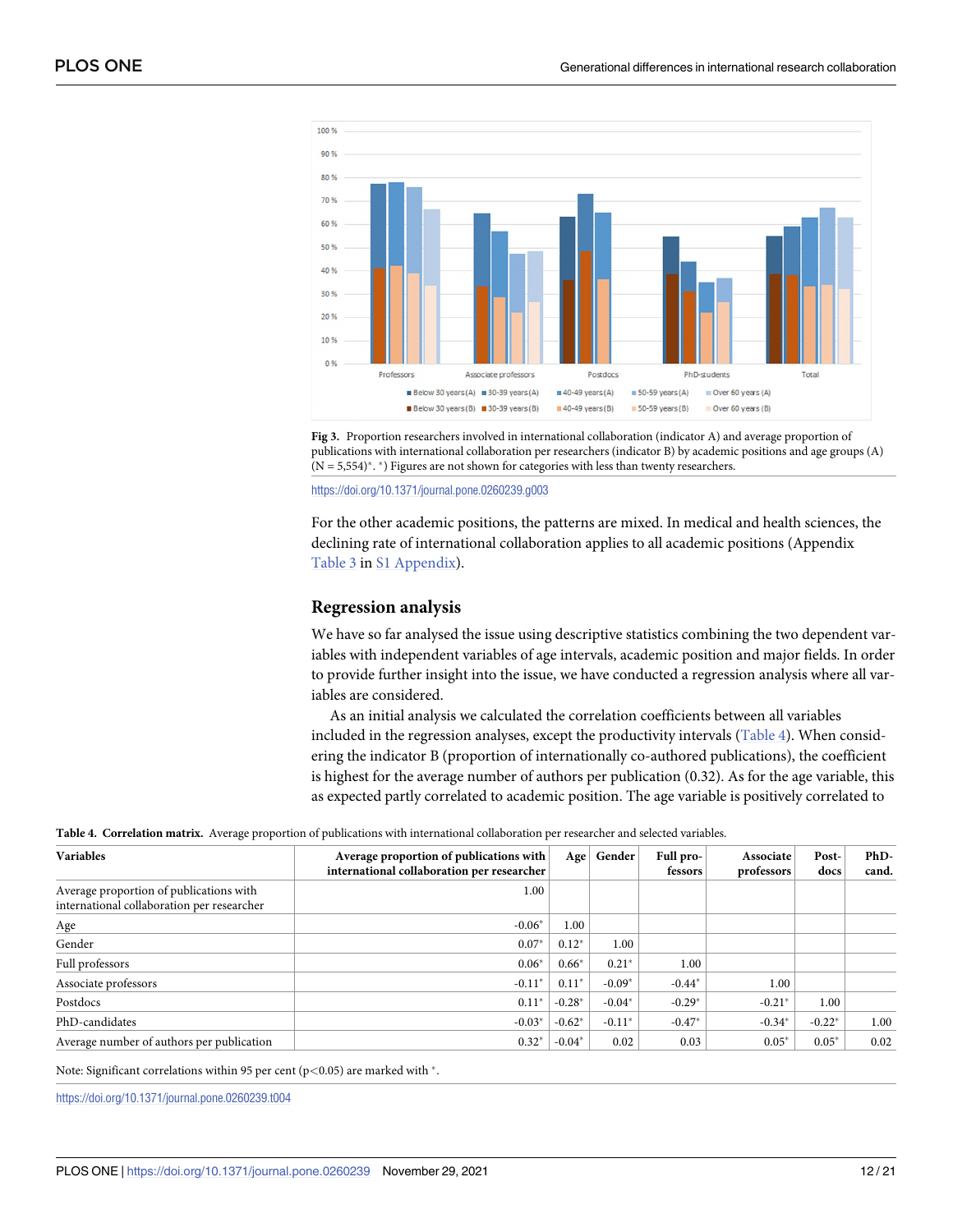**Fig 3.** Proportion researchers involved in international collaboration (indicator A) and average proportion of publications with international collaboration per researchers (indicator B) by academic positions and age groups (A) (N = 5,554)*. *) Figures are not shown for categories with less than twenty researchers.

https://doi.org/10.1371/journal.pone.0260239.g003

For the other academic positions, the patterns are mixed. In medical and health sciences, the declining rate of international collaboration applies to all academic positions (Appendix Table 3 in S1 Appendix).

## Regression analysis

We have so far analysed the issue using descriptive statistics combining the two dependent variables with independent variables of age intervals, academic position and major fields. In order to provide further insight into the issue, we have conducted a regression analysis where all variables are considered.

As an initial analysis we calculated the correlation coefficients between all variables included in the regression analyses, except the productivity intervals (Table 4). When considering the indicator B (proportion of internationally co-authored publications), the coefficient is highest for the average number of authors per publication (0.32). As for the age variable, this as expected partly correlated to academic position. The age variable is positively correlated to

**Table 4. Correlation matrix.** Average proportion of publications with international collaboration per researcher and selected variables.

| Variables | Average proportion of publications with international collaboration per researcher | Age | Gender | Full professors | Associate professors | Post-docs | PhD-cand. |
|---|---|---|---|---|---|---|---|
| Average proportion of publications with international collaboration per researcher | 1.00 | | | | | | |
| Age | -0.06* | 1.00 | | | | | |
| Gender | 0.07* | 0.12* | 1.00 | | | | |
| Full professors | 0.06* | 0.66* | 0.21* | 1.00 | | | |
| Associate professors | -0.11* | 0.11* | -0.09* | -0.44* | 1.00 | | |
| Postdocs | 0.11* | -0.28* | -0.04* | -0.29* | -0.21* | 1.00 | |
| PhD-candidates | -0.03* | -0.62* | -0.11* | -0.47* | -0.34* | -0.22* | 1.00 |
| Average number of authors per publication | 0.32* | -0.04* | 0.02 | 0.03 | 0.05* | 0.05* | 0.02 |

Note: Significant correlations within 95 per cent ($p<0.05$) are marked with *.

https://doi.org/10.1371/journal.pone.0260239.t004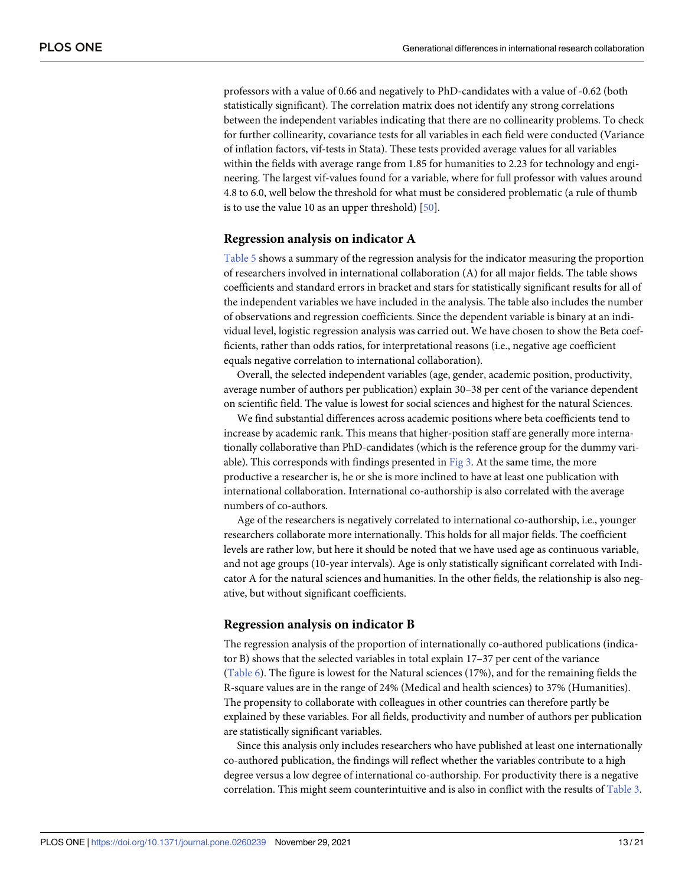professors with a value of 0.66 and negatively to PhD-candidates with a value of -0.62 (both statistically significant). The correlation matrix does not identify any strong correlations between the independent variables indicating that there are no collinearity problems. To check for further collinearity, covariance tests for all variables in each field were conducted (Variance of inflation factors, vif-tests in Stata). These tests provided average values for all variables within the fields with average range from 1.85 for humanities to 2.23 for technology and engineering. The largest vif-values found for a variable, where for full professor with values around 4.8 to 6.0, well below the threshold for what must be considered problematic (a rule of thumb is to use the value 10 as an upper threshold) [50].

## Regression analysis on indicator A

Table 5 shows a summary of the regression analysis for the indicator measuring the proportion of researchers involved in international collaboration (A) for all major fields. The table shows coefficients and standard errors in bracket and stars for statistically significant results for all of the independent variables we have included in the analysis. The table also includes the number of observations and regression coefficients. Since the dependent variable is binary at an individual level, logistic regression analysis was carried out. We have chosen to show the Beta coefficients, rather than odds ratios, for interpretational reasons (i.e., negative age coefficient equals negative correlation to international collaboration).

Overall, the selected independent variables (age, gender, academic position, productivity, average number of authors per publication) explain 30–38 per cent of the variance dependent on scientific field. The value is lowest for social sciences and highest for the natural Sciences.

We find substantial differences across academic positions where beta coefficients tend to increase by academic rank. This means that higher-position staff are generally more internationally collaborative than PhD-candidates (which is the reference group for the dummy variable). This corresponds with findings presented in Fig 3. At the same time, the more productive a researcher is, he or she is more inclined to have at least one publication with international collaboration. International co-authorship is also correlated with the average numbers of co-authors.

Age of the researchers is negatively correlated to international co-authorship, i.e., younger researchers collaborate more internationally. This holds for all major fields. The coefficient levels are rather low, but here it should be noted that we have used age as continuous variable, and not age groups (10-year intervals). Age is only statistically significant correlated with Indicator A for the natural sciences and humanities. In the other fields, the relationship is also negative, but without significant coefficients.

## Regression analysis on indicator B

The regression analysis of the proportion of internationally co-authored publications (indicator B) shows that the selected variables in total explain 17–37 per cent of the variance (Table 6). The figure is lowest for the Natural sciences (17%), and for the remaining fields the R-square values are in the range of 24% (Medical and health sciences) to 37% (Humanities). The propensity to collaborate with colleagues in other countries can therefore partly be explained by these variables. For all fields, productivity and number of authors per publication are statistically significant variables.

Since this analysis only includes researchers who have published at least one internationally co-authored publication, the findings will reflect whether the variables contribute to a high degree versus a low degree of international co-authorship. For productivity there is a negative correlation. This might seem counterintuitive and is also in conflict with the results of Table 3.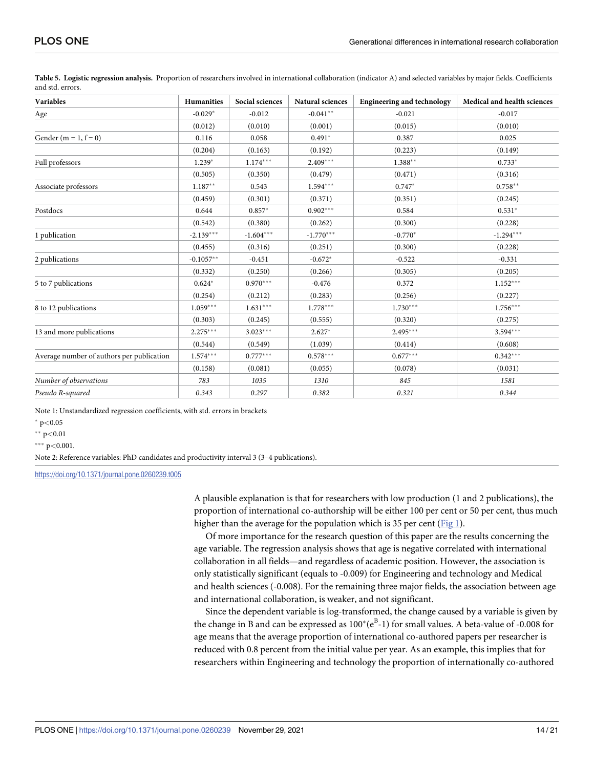**Table 5. Logistic regression analysis.** Proportion of researchers involved in international collaboration (indicator A) and selected variables by major fields. Coefficients and std. errors.

| Variables | Humanities | Social sciences | Natural sciences | Engineering and technology | Medical and health sciences |
|---|---|---|---|---|---|
| Age | -0.029* | -0.012 | -0.041** | -0.021 | -0.017 |
| | (0.012) | (0.010) | (0.001) | (0.015) | (0.010) |
| Gender (m = 1, f = 0) | 0.116 | 0.058 | 0.491* | 0.387 | 0.025 |
| | (0.204) | (0.163) | (0.192) | (0.223) | (0.149) |
| Full professors | 1.239* | 1.174*** | 2.409*** | 1.388** | 0.733* |
| | (0.505) | (0.350) | (0.479) | (0.471) | (0.316) |
| Associate professors | 1.187** | 0.543 | 1.594*** | 0.747* | 0.758** |
| | (0.459) | (0.301) | (0.371) | (0.351) | (0.245) |
| Postdocs | 0.644 | 0.857* | 0.902*** | 0.584 | 0.531* |
| | (0.542) | (0.380) | (0.262) | (0.300) | (0.228) |
| 1 publication | -2.139*** | -1.604*** | -1.770*** | -0.770* | -1.294*** |
| | (0.455) | (0.316) | (0.251) | (0.300) | (0.228) |
| 2 publications | -0.1057** | -0.451 | -0.672* | -0.522 | -0.331 |
| | (0.332) | (0.250) | (0.266) | (0.305) | (0.205) |
| 5 to 7 publications | 0.624* | 0.970*** | -0.476 | 0.372 | 1.152*** |
| | (0.254) | (0.212) | (0.283) | (0.256) | (0.227) |
| 8 to 12 publications | 1.059*** | 1.631*** | 1.778*** | 1.730*** | 1.756*** |
| | (0.303) | (0.245) | (0.555) | (0.320) | (0.275) |
| 13 and more publications | 2.275*** | 3.023*** | 2.627* | 2.495*** | 3.594*** |
| | (0.544) | (0.549) | (1.039) | (0.414) | (0.608) |
| Average number of authors per publication | 1.574*** | 0.777*** | 0.578*** | 0.677*** | 0.342*** |
| | (0.158) | (0.081) | (0.055) | (0.078) | (0.031) |
| *Number of observations* | *783* | *1035* | *1310* | *845* | *1581* |
| *Pseudo R-squared* | *0.343* | *0.297* | *0.382* | *0.321* | *0.344* |

Note 1: Unstandardized regression coefficients, with std. errors in brackets

\* $p<0.05$

\*\* $p<0.01$

\*\*\* $p<0.001$.

Note 2: Reference variables: PhD candidates and productivity interval 3 (3–4 publications).

https://doi.org/10.1371/journal.pone.0260239.t005

A plausible explanation is that for researchers with low production (1 and 2 publications), the proportion of international co-authorship will be either 100 per cent or 50 per cent, thus much higher than the average for the population which is 35 per cent (Fig 1).

Of more importance for the research question of this paper are the results concerning the age variable. The regression analysis shows that age is negative correlated with international collaboration in all fields—and regardless of academic position. However, the association is only statistically significant (equals to -0.009) for Engineering and technology and Medical and health sciences (-0.008). For the remaining three major fields, the association between age and international collaboration, is weaker, and not significant.

Since the dependent variable is log-transformed, the change caused by a variable is given by the change in B and can be expressed as $100^{*}(e^{B}\text{-}1)$ for small values. A beta-value of -0.008 for age means that the average proportion of international co-authored papers per researcher is reduced with 0.8 percent from the initial value per year. As an example, this implies that for researchers within Engineering and technology the proportion of internationally co-authored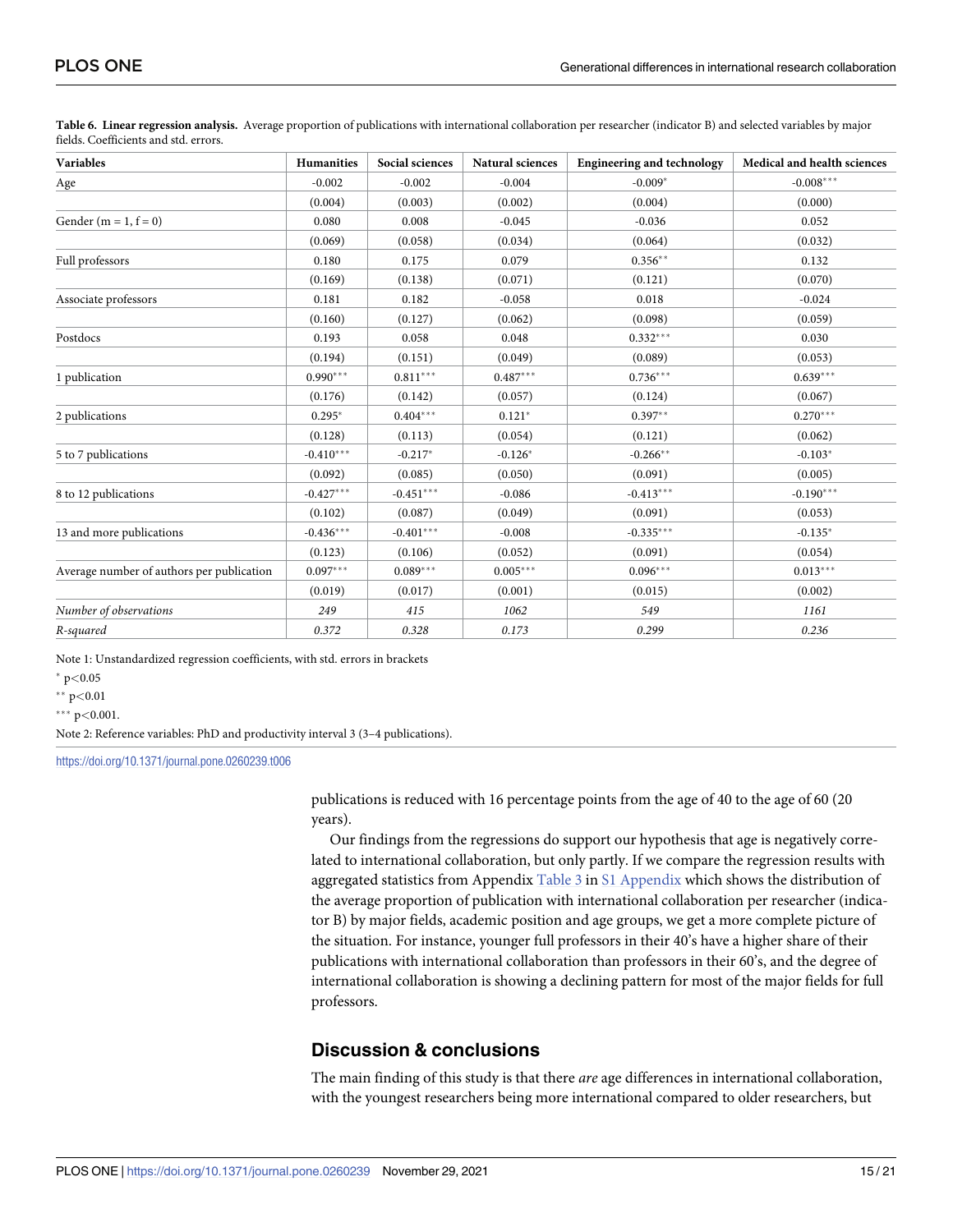**Table 6. Linear regression analysis.** Average proportion of publications with international collaboration per researcher (indicator B) and selected variables by major fields. Coefficients and std. errors.

| Variables | Humanities | Social sciences | Natural sciences | Engineering and technology | Medical and health sciences |
|---|---|---|---|---|---|
| Age | -0.002 | -0.002 | -0.004 | -0.009* | -0.008*** |
| | (0.004) | (0.003) | (0.002) | (0.004) | (0.000) |
| Gender (m = 1, f = 0) | 0.080 | 0.008 | -0.045 | -0.036 | 0.052 |
| | (0.069) | (0.058) | (0.034) | (0.064) | (0.032) |
| Full professors | 0.180 | 0.175 | 0.079 | 0.356** | 0.132 |
| | (0.169) | (0.138) | (0.071) | (0.121) | (0.070) |
| Associate professors | 0.181 | 0.182 | -0.058 | 0.018 | -0.024 |
| | (0.160) | (0.127) | (0.062) | (0.098) | (0.059) |
| Postdocs | 0.193 | 0.058 | 0.048 | 0.332*** | 0.030 |
| | (0.194) | (0.151) | (0.049) | (0.089) | (0.053) |
| 1 publication | 0.990*** | 0.811*** | 0.487*** | 0.736*** | 0.639*** |
| | (0.176) | (0.142) | (0.057) | (0.124) | (0.067) |
| 2 publications | 0.295* | 0.404*** | 0.121* | 0.397** | 0.270*** |
| | (0.128) | (0.113) | (0.054) | (0.121) | (0.062) |
| 5 to 7 publications | -0.410*** | -0.217* | -0.126* | -0.266** | -0.103* |
| | (0.092) | (0.085) | (0.050) | (0.091) | (0.005) |
| 8 to 12 publications | -0.427*** | -0.451*** | -0.086 | -0.413*** | -0.190*** |
| | (0.102) | (0.087) | (0.049) | (0.091) | (0.053) |
| 13 and more publications | -0.436*** | -0.401*** | -0.008 | -0.335*** | -0.135* |
| | (0.123) | (0.106) | (0.052) | (0.091) | (0.054) |
| Average number of authors per publication | 0.097*** | 0.089*** | 0.005*** | 0.096*** | 0.013*** |
| | (0.019) | (0.017) | (0.001) | (0.015) | (0.002) |
| *Number of observations* | *249* | *415* | *1062* | *549* | *1161* |
| *R-squared* | *0.372* | *0.328* | *0.173* | *0.299* | *0.236* |

Note 1: Unstandardized regression coefficients, with std. errors in brackets

* $p<0.05$

** $p<0.01$

*** $p<0.001$.

Note 2: Reference variables: PhD and productivity interval 3 (3–4 publications).

https://doi.org/10.1371/journal.pone.0260239.t006

publications is reduced with 16 percentage points from the age of 40 to the age of 60 (20 years).

Our findings from the regressions do support our hypothesis that age is negatively correlated to international collaboration, but only partly. If we compare the regression results with aggregated statistics from Appendix Table 3 in S1 Appendix which shows the distribution of the average proportion of publication with international collaboration per researcher (indicator B) by major fields, academic position and age groups, we get a more complete picture of the situation. For instance, younger full professors in their 40's have a higher share of their publications with international collaboration than professors in their 60's, and the degree of international collaboration is showing a declining pattern for most of the major fields for full professors.

## Discussion & conclusions

The main finding of this study is that there *are* age differences in international collaboration, with the youngest researchers being more international compared to older researchers, but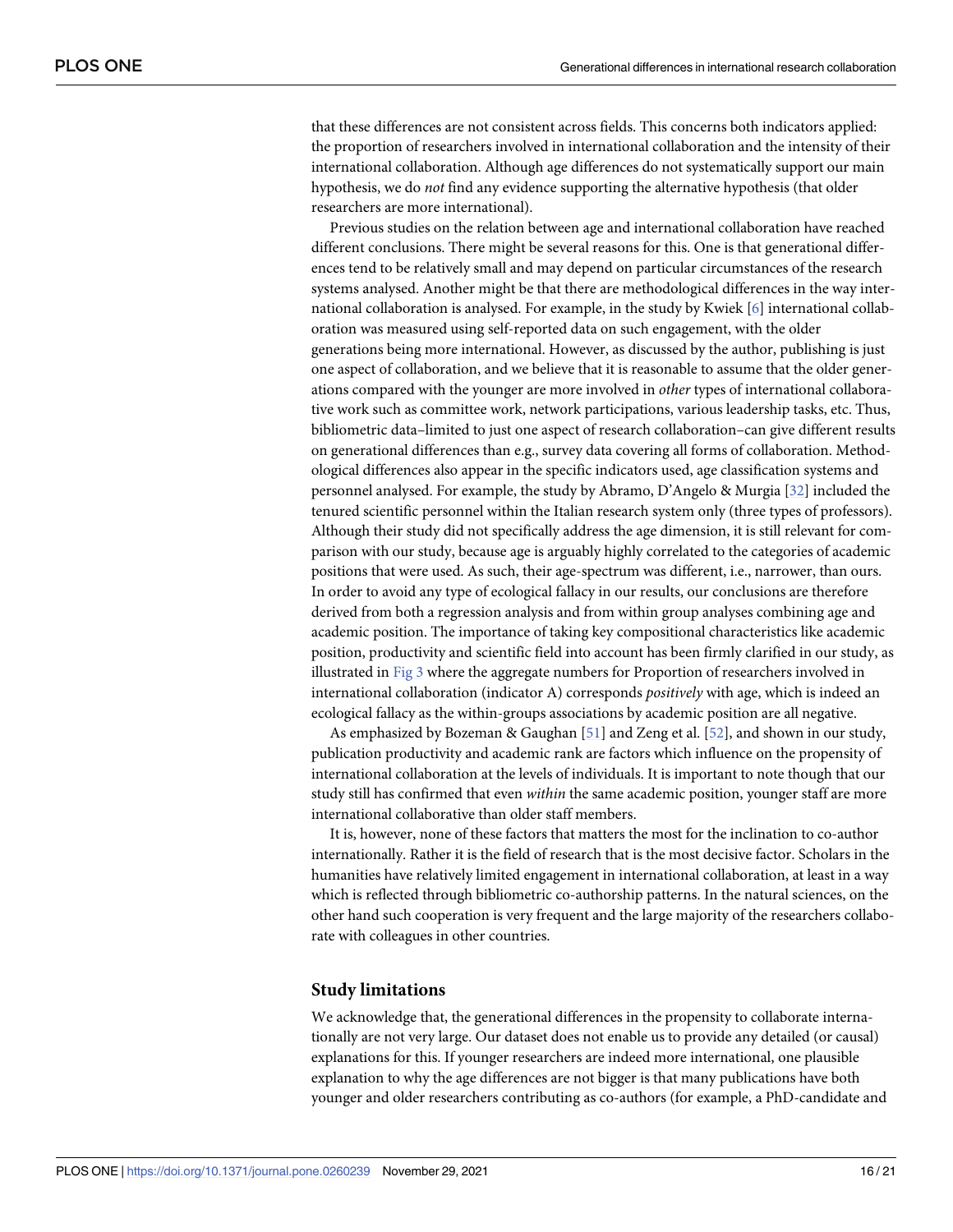that these differences are not consistent across fields. This concerns both indicators applied: the proportion of researchers involved in international collaboration and the intensity of their international collaboration. Although age differences do not systematically support our main hypothesis, we do *not* find any evidence supporting the alternative hypothesis (that older researchers are more international).

Previous studies on the relation between age and international collaboration have reached different conclusions. There might be several reasons for this. One is that generational differences tend to be relatively small and may depend on particular circumstances of the research systems analysed. Another might be that there are methodological differences in the way international collaboration is analysed. For example, in the study by Kwiek [6] international collaboration was measured using self-reported data on such engagement, with the older generations being more international. However, as discussed by the author, publishing is just one aspect of collaboration, and we believe that it is reasonable to assume that the older generations compared with the younger are more involved in *other* types of international collaborative work such as committee work, network participations, various leadership tasks, etc. Thus, bibliometric data–limited to just one aspect of research collaboration–can give different results on generational differences than e.g., survey data covering all forms of collaboration. Methodological differences also appear in the specific indicators used, age classification systems and personnel analysed. For example, the study by Abramo, D'Angelo & Murgia [32] included the tenured scientific personnel within the Italian research system only (three types of professors). Although their study did not specifically address the age dimension, it is still relevant for comparison with our study, because age is arguably highly correlated to the categories of academic positions that were used. As such, their age-spectrum was different, i.e., narrower, than ours. In order to avoid any type of ecological fallacy in our results, our conclusions are therefore derived from both a regression analysis and from within group analyses combining age and academic position. The importance of taking key compositional characteristics like academic position, productivity and scientific field into account has been firmly clarified in our study, as illustrated in Fig 3 where the aggregate numbers for Proportion of researchers involved in international collaboration (indicator A) corresponds *positively* with age, which is indeed an ecological fallacy as the within-groups associations by academic position are all negative.

As emphasized by Bozeman & Gaughan [51] and Zeng et al. [52], and shown in our study, publication productivity and academic rank are factors which influence on the propensity of international collaboration at the levels of individuals. It is important to note though that our study still has confirmed that even *within* the same academic position, younger staff are more international collaborative than older staff members.

It is, however, none of these factors that matters the most for the inclination to co-author internationally. Rather it is the field of research that is the most decisive factor. Scholars in the humanities have relatively limited engagement in international collaboration, at least in a way which is reflected through bibliometric co-authorship patterns. In the natural sciences, on the other hand such cooperation is very frequent and the large majority of the researchers collaborate with colleagues in other countries.

## Study limitations

We acknowledge that, the generational differences in the propensity to collaborate internationally are not very large. Our dataset does not enable us to provide any detailed (or causal) explanations for this. If younger researchers are indeed more international, one plausible explanation to why the age differences are not bigger is that many publications have both younger and older researchers contributing as co-authors (for example, a PhD-candidate and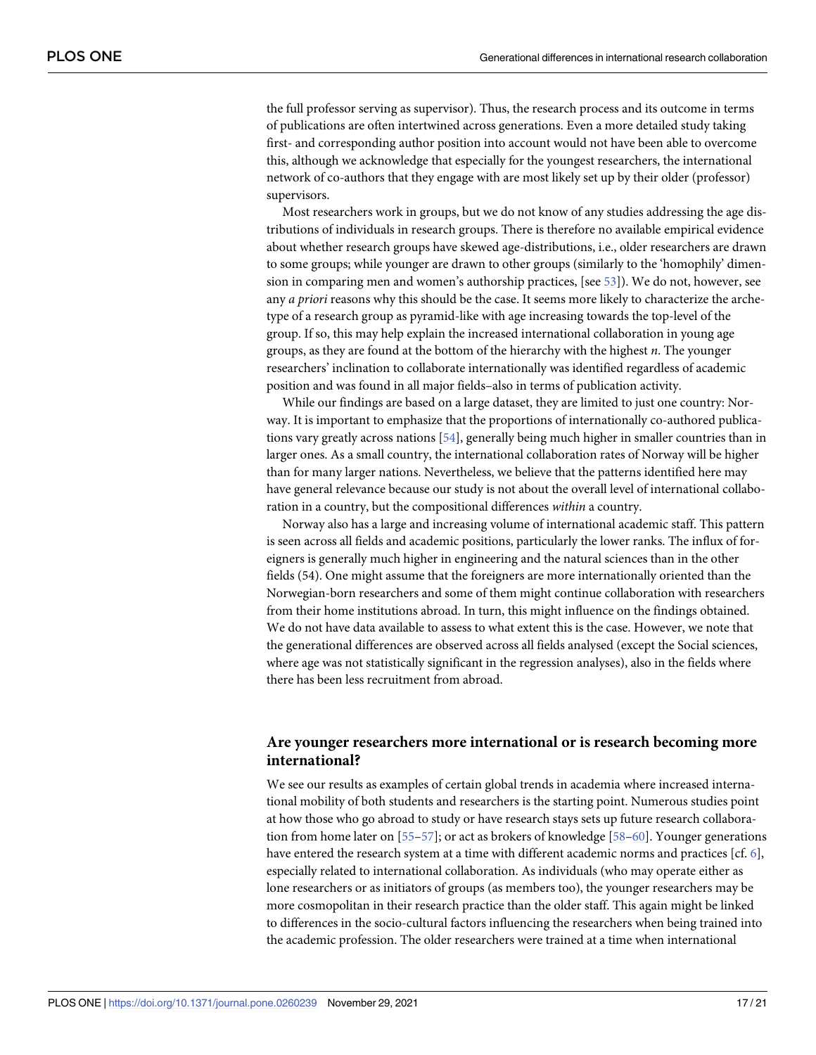the full professor serving as supervisor). Thus, the research process and its outcome in terms of publications are often intertwined across generations. Even a more detailed study taking first- and corresponding author position into account would not have been able to overcome this, although we acknowledge that especially for the youngest researchers, the international network of co-authors that they engage with are most likely set up by their older (professor) supervisors.

Most researchers work in groups, but we do not know of any studies addressing the age distributions of individuals in research groups. There is therefore no available empirical evidence about whether research groups have skewed age-distributions, i.e., older researchers are drawn to some groups; while younger are drawn to other groups (similarly to the 'homophily' dimension in comparing men and women's authorship practices, [see 53]). We do not, however, see any *a priori* reasons why this should be the case. It seems more likely to characterize the archetype of a research group as pyramid-like with age increasing towards the top-level of the group. If so, this may help explain the increased international collaboration in young age groups, as they are found at the bottom of the hierarchy with the highest *n*. The younger researchers' inclination to collaborate internationally was identified regardless of academic position and was found in all major fields–also in terms of publication activity.

While our findings are based on a large dataset, they are limited to just one country: Norway. It is important to emphasize that the proportions of internationally co-authored publications vary greatly across nations [54], generally being much higher in smaller countries than in larger ones. As a small country, the international collaboration rates of Norway will be higher than for many larger nations. Nevertheless, we believe that the patterns identified here may have general relevance because our study is not about the overall level of international collaboration in a country, but the compositional differences *within* a country.

Norway also has a large and increasing volume of international academic staff. This pattern is seen across all fields and academic positions, particularly the lower ranks. The influx of foreigners is generally much higher in engineering and the natural sciences than in the other fields (54). One might assume that the foreigners are more internationally oriented than the Norwegian-born researchers and some of them might continue collaboration with researchers from their home institutions abroad. In turn, this might influence on the findings obtained. We do not have data available to assess to what extent this is the case. However, we note that the generational differences are observed across all fields analysed (except the Social sciences, where age was not statistically significant in the regression analyses), also in the fields where there has been less recruitment from abroad.

### Are younger researchers more international or is research becoming more international?

We see our results as examples of certain global trends in academia where increased international mobility of both students and researchers is the starting point. Numerous studies point at how those who go abroad to study or have research stays sets up future research collaboration from home later on [55–57]; or act as brokers of knowledge [58–60]. Younger generations have entered the research system at a time with different academic norms and practices [cf. 6], especially related to international collaboration. As individuals (who may operate either as lone researchers or as initiators of groups (as members too), the younger researchers may be more cosmopolitan in their research practice than the older staff. This again might be linked to differences in the socio-cultural factors influencing the researchers when being trained into the academic profession. The older researchers were trained at a time when international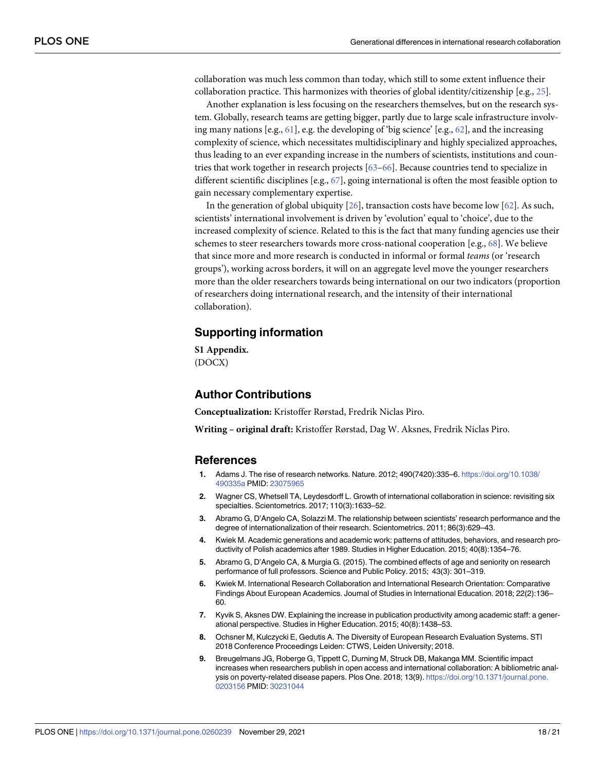collaboration was much less common than today, which still to some extent influence their collaboration practice. This harmonizes with theories of global identity/citizenship [e.g., 25].

Another explanation is less focusing on the researchers themselves, but on the research system. Globally, research teams are getting bigger, partly due to large scale infrastructure involving many nations [e.g., 61], e.g. the developing of 'big science' [e.g., 62], and the increasing complexity of science, which necessitates multidisciplinary and highly specialized approaches, thus leading to an ever expanding increase in the numbers of scientists, institutions and countries that work together in research projects [63–66]. Because countries tend to specialize in different scientific disciplines [e.g., 67], going international is often the most feasible option to gain necessary complementary expertise.

In the generation of global ubiquity [26], transaction costs have become low [62]. As such, scientists' international involvement is driven by 'evolution' equal to 'choice', due to the increased complexity of science. Related to this is the fact that many funding agencies use their schemes to steer researchers towards more cross-national cooperation [e.g., 68]. We believe that since more and more research is conducted in informal or formal *teams* (or 'research groups'), working across borders, it will on an aggregate level move the younger researchers more than the older researchers towards being international on our two indicators (proportion of researchers doing international research, and the intensity of their international collaboration).

## Supporting information

**S1 Appendix.**
(DOCX)

## Author Contributions

**Conceptualization:** Kristoffer Rørstad, Fredrik Niclas Piro.

**Writing – original draft:** Kristoffer Rørstad, Dag W. Aksnes, Fredrik Niclas Piro.

## References

1. Adams J. The rise of research networks. Nature. 2012; 490(7420):335–6. https://doi.org/10.1038/490335a PMID: 23075965
2. Wagner CS, Whetsell TA, Leydesdorff L. Growth of international collaboration in science: revisiting six specialties. Scientometrics. 2017; 110(3):1633–52.
3. Abramo G, D'Angelo CA, Solazzi M. The relationship between scientists' research performance and the degree of internationalization of their research. Scientometrics. 2011; 86(3):629–43.
4. Kwiek M. Academic generations and academic work: patterns of attitudes, behaviors, and research productivity of Polish academics after 1989. Studies in Higher Education. 2015; 40(8):1354–76.
5. Abramo G, D'Angelo CA, & Murgia G. (2015). The combined effects of age and seniority on research performance of full professors. Science and Public Policy. 2015; 43(3): 301–319.
6. Kwiek M. International Research Collaboration and International Research Orientation: Comparative Findings About European Academics. Journal of Studies in International Education. 2018; 22(2):136–60.
7. Kyvik S, Aksnes DW. Explaining the increase in publication productivity among academic staff: a generational perspective. Studies in Higher Education. 2015; 40(8):1438–53.
8. Ochsner M, Kulczycki E, Gedutis A. The Diversity of European Research Evaluation Systems. STI 2018 Conference Proceedings Leiden: CTWS, Leiden University; 2018.
9. Breugelmans JG, Roberge G, Tippett C, Durning M, Struck DB, Makanga MM. Scientific impact increases when researchers publish in open access and international collaboration: A bibliometric analysis on poverty-related disease papers. Plos One. 2018; 13(9). https://doi.org/10.1371/journal.pone.0203156 PMID: 30231044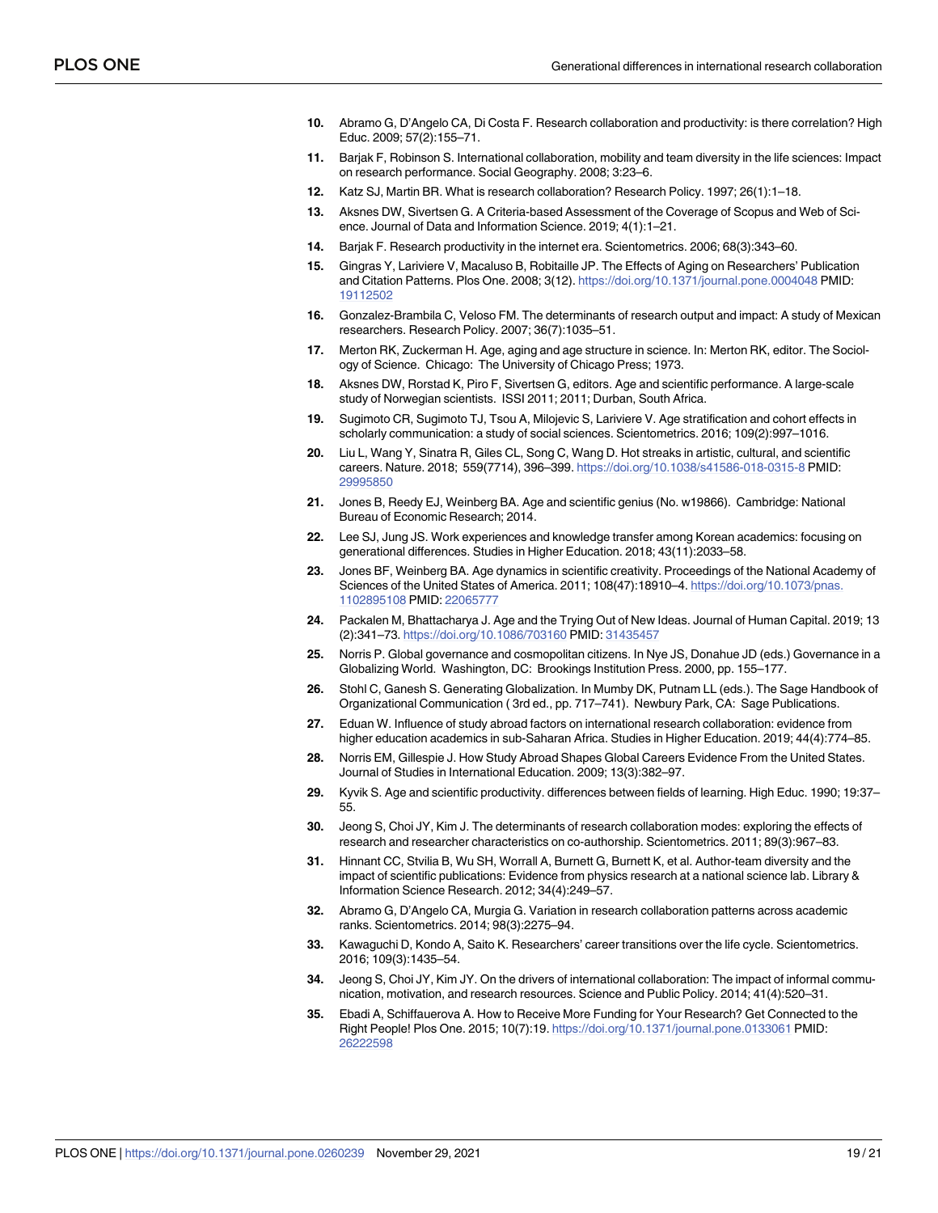10. Abramo G, D'Angelo CA, Di Costa F. Research collaboration and productivity: is there correlation? High Educ. 2009; 57(2):155–71.
11. Barjak F, Robinson S. International collaboration, mobility and team diversity in the life sciences: Impact on research performance. Social Geography. 2008; 3:23–6.
12. Katz SJ, Martin BR. What is research collaboration? Research Policy. 1997; 26(1):1–18.
13. Aksnes DW, Sivertsen G. A Criteria-based Assessment of the Coverage of Scopus and Web of Science. Journal of Data and Information Science. 2019; 4(1):1–21.
14. Barjak F. Research productivity in the internet era. Scientometrics. 2006; 68(3):343–60.
15. Gingras Y, Lariviere V, Macaluso B, Robitaille JP. The Effects of Aging on Researchers' Publication and Citation Patterns. Plos One. 2008; 3(12). https://doi.org/10.1371/journal.pone.0004048 PMID: 19112502
16. Gonzalez-Brambila C, Veloso FM. The determinants of research output and impact: A study of Mexican researchers. Research Policy. 2007; 36(7):1035–51.
17. Merton RK, Zuckerman H. Age, aging and age structure in science. In: Merton RK, editor. The Sociology of Science. Chicago: The University of Chicago Press; 1973.
18. Aksnes DW, Rorstad K, Piro F, Sivertsen G, editors. Age and scientific performance. A large-scale study of Norwegian scientists. ISSI 2011; 2011; Durban, South Africa.
19. Sugimoto CR, Sugimoto TJ, Tsou A, Milojevic S, Lariviere V. Age stratification and cohort effects in scholarly communication: a study of social sciences. Scientometrics. 2016; 109(2):997–1016.
20. Liu L, Wang Y, Sinatra R, Giles CL, Song C, Wang D. Hot streaks in artistic, cultural, and scientific careers. Nature. 2018; 559(7714), 396–399. https://doi.org/10.1038/s41586-018-0315-8 PMID: 29995850
21. Jones B, Reedy EJ, Weinberg BA. Age and scientific genius (No. w19866). Cambridge: National Bureau of Economic Research; 2014.
22. Lee SJ, Jung JS. Work experiences and knowledge transfer among Korean academics: focusing on generational differences. Studies in Higher Education. 2018; 43(11):2033–58.
23. Jones BF, Weinberg BA. Age dynamics in scientific creativity. Proceedings of the National Academy of Sciences of the United States of America. 2011; 108(47):18910–4. https://doi.org/10.1073/pnas.1102895108 PMID: 22065777
24. Packalen M, Bhattacharya J. Age and the Trying Out of New Ideas. Journal of Human Capital. 2019; 13 (2):341–73. https://doi.org/10.1086/703160 PMID: 31435457
25. Norris P. Global governance and cosmopolitan citizens. In Nye JS, Donahue JD (eds.) Governance in a Globalizing World. Washington, DC: Brookings Institution Press. 2000, pp. 155–177.
26. Stohl C, Ganesh S. Generating Globalization. In Mumby DK, Putnam LL (eds.). The Sage Handbook of Organizational Communication ( 3rd ed., pp. 717–741). Newbury Park, CA: Sage Publications.
27. Eduan W. Influence of study abroad factors on international research collaboration: evidence from higher education academics in sub-Saharan Africa. Studies in Higher Education. 2019; 44(4):774–85.
28. Norris EM, Gillespie J. How Study Abroad Shapes Global Careers Evidence From the United States. Journal of Studies in International Education. 2009; 13(3):382–97.
29. Kyvik S. Age and scientific productivity. differences between fields of learning. High Educ. 1990; 19:37–55.
30. Jeong S, Choi JY, Kim J. The determinants of research collaboration modes: exploring the effects of research and researcher characteristics on co-authorship. Scientometrics. 2011; 89(3):967–83.
31. Hinnant CC, Stvilia B, Wu SH, Worrall A, Burnett G, Burnett K, et al. Author-team diversity and the impact of scientific publications: Evidence from physics research at a national science lab. Library & Information Science Research. 2012; 34(4):249–57.
32. Abramo G, D'Angelo CA, Murgia G. Variation in research collaboration patterns across academic ranks. Scientometrics. 2014; 98(3):2275–94.
33. Kawaguchi D, Kondo A, Saito K. Researchers' career transitions over the life cycle. Scientometrics. 2016; 109(3):1435–54.
34. Jeong S, Choi JY, Kim JY. On the drivers of international collaboration: The impact of informal communication, motivation, and research resources. Science and Public Policy. 2014; 41(4):520–31.
35. Ebadi A, Schiffauerova A. How to Receive More Funding for Your Research? Get Connected to the Right People! Plos One. 2015; 10(7):19. https://doi.org/10.1371/journal.pone.0133061 PMID: 26222598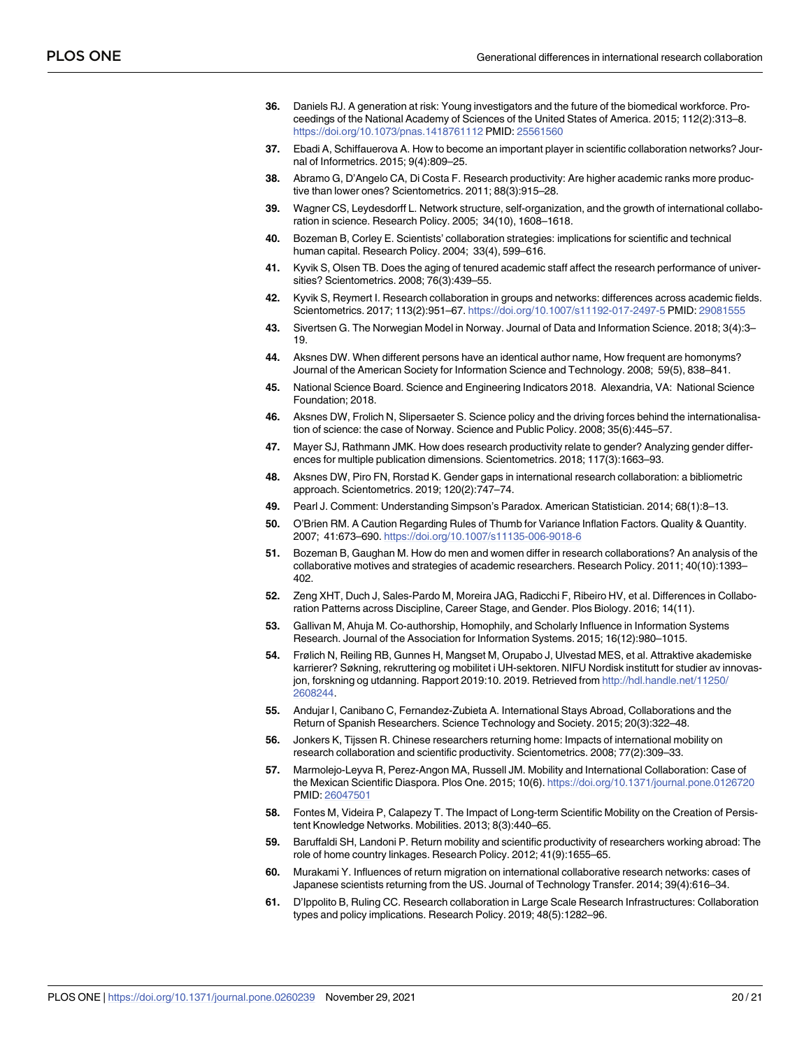36. Daniels RJ. A generation at risk: Young investigators and the future of the biomedical workforce. Proceedings of the National Academy of Sciences of the United States of America. 2015; 112(2):313–8. https://doi.org/10.1073/pnas.1418761112 PMID: 25561560
37. Ebadi A, Schiffauerova A. How to become an important player in scientific collaboration networks? Journal of Informetrics. 2015; 9(4):809–25.
38. Abramo G, D'Angelo CA, Di Costa F. Research productivity: Are higher academic ranks more productive than lower ones? Scientometrics. 2011; 88(3):915–28.
39. Wagner CS, Leydesdorff L. Network structure, self-organization, and the growth of international collaboration in science. Research Policy. 2005; 34(10), 1608–1618.
40. Bozeman B, Corley E. Scientists' collaboration strategies: implications for scientific and technical human capital. Research Policy. 2004; 33(4), 599–616.
41. Kyvik S, Olsen TB. Does the aging of tenured academic staff affect the research performance of universities? Scientometrics. 2008; 76(3):439–55.
42. Kyvik S, Reymert I. Research collaboration in groups and networks: differences across academic fields. Scientometrics. 2017; 113(2):951–67. https://doi.org/10.1007/s11192-017-2497-5 PMID: 29081555
43. Sivertsen G. The Norwegian Model in Norway. Journal of Data and Information Science. 2018; 3(4):3–19.
44. Aksnes DW. When different persons have an identical author name, How frequent are homonyms? Journal of the American Society for Information Science and Technology. 2008; 59(5), 838–841.
45. National Science Board. Science and Engineering Indicators 2018. Alexandria, VA: National Science Foundation; 2018.
46. Aksnes DW, Frolich N, Slipersaeter S. Science policy and the driving forces behind the internationalisation of science: the case of Norway. Science and Public Policy. 2008; 35(6):445–57.
47. Mayer SJ, Rathmann JMK. How does research productivity relate to gender? Analyzing gender differences for multiple publication dimensions. Scientometrics. 2018; 117(3):1663–93.
48. Aksnes DW, Piro FN, Rorstad K. Gender gaps in international research collaboration: a bibliometric approach. Scientometrics. 2019; 120(2):747–74.
49. Pearl J. Comment: Understanding Simpson's Paradox. American Statistician. 2014; 68(1):8–13.
50. O'Brien RM. A Caution Regarding Rules of Thumb for Variance Inflation Factors. Quality & Quantity. 2007; 41:673–690. https://doi.org/10.1007/s11135-006-9018-6
51. Bozeman B, Gaughan M. How do men and women differ in research collaborations? An analysis of the collaborative motives and strategies of academic researchers. Research Policy. 2011; 40(10):1393–402.
52. Zeng XHT, Duch J, Sales-Pardo M, Moreira JAG, Radicchi F, Ribeiro HV, et al. Differences in Collaboration Patterns across Discipline, Career Stage, and Gender. Plos Biology. 2016; 14(11).
53. Gallivan M, Ahuja M. Co-authorship, Homophily, and Scholarly Influence in Information Systems Research. Journal of the Association for Information Systems. 2015; 16(12):980–1015.
54. Frølich N, Reiling RB, Gunnes H, Mangset M, Orupabo J, Ulvestad MES, et al. Attraktive akademiske karrierer? Søkning, rekruttering og mobilitet i UH-sektoren. NIFU Nordisk institutt for studier av innovasjon, forskning og utdanning. Rapport 2019:10. 2019. Retrieved from http://hdl.handle.net/11250/2608244.
55. Andujar I, Canibano C, Fernandez-Zubieta A. International Stays Abroad, Collaborations and the Return of Spanish Researchers. Science Technology and Society. 2015; 20(3):322–48.
56. Jonkers K, Tijssen R. Chinese researchers returning home: Impacts of international mobility on research collaboration and scientific productivity. Scientometrics. 2008; 77(2):309–33.
57. Marmolejo-Leyva R, Perez-Angon MA, Russell JM. Mobility and International Collaboration: Case of the Mexican Scientific Diaspora. Plos One. 2015; 10(6). https://doi.org/10.1371/journal.pone.0126720 PMID: 26047501
58. Fontes M, Videira P, Calapezy T. The Impact of Long-term Scientific Mobility on the Creation of Persistent Knowledge Networks. Mobilities. 2013; 8(3):440–65.
59. Baruffaldi SH, Landoni P. Return mobility and scientific productivity of researchers working abroad: The role of home country linkages. Research Policy. 2012; 41(9):1655–65.
60. Murakami Y. Influences of return migration on international collaborative research networks: cases of Japanese scientists returning from the US. Journal of Technology Transfer. 2014; 39(4):616–34.
61. D'Ippolito B, Ruling CC. Research collaboration in Large Scale Research Infrastructures: Collaboration types and policy implications. Research Policy. 2019; 48(5):1282–96.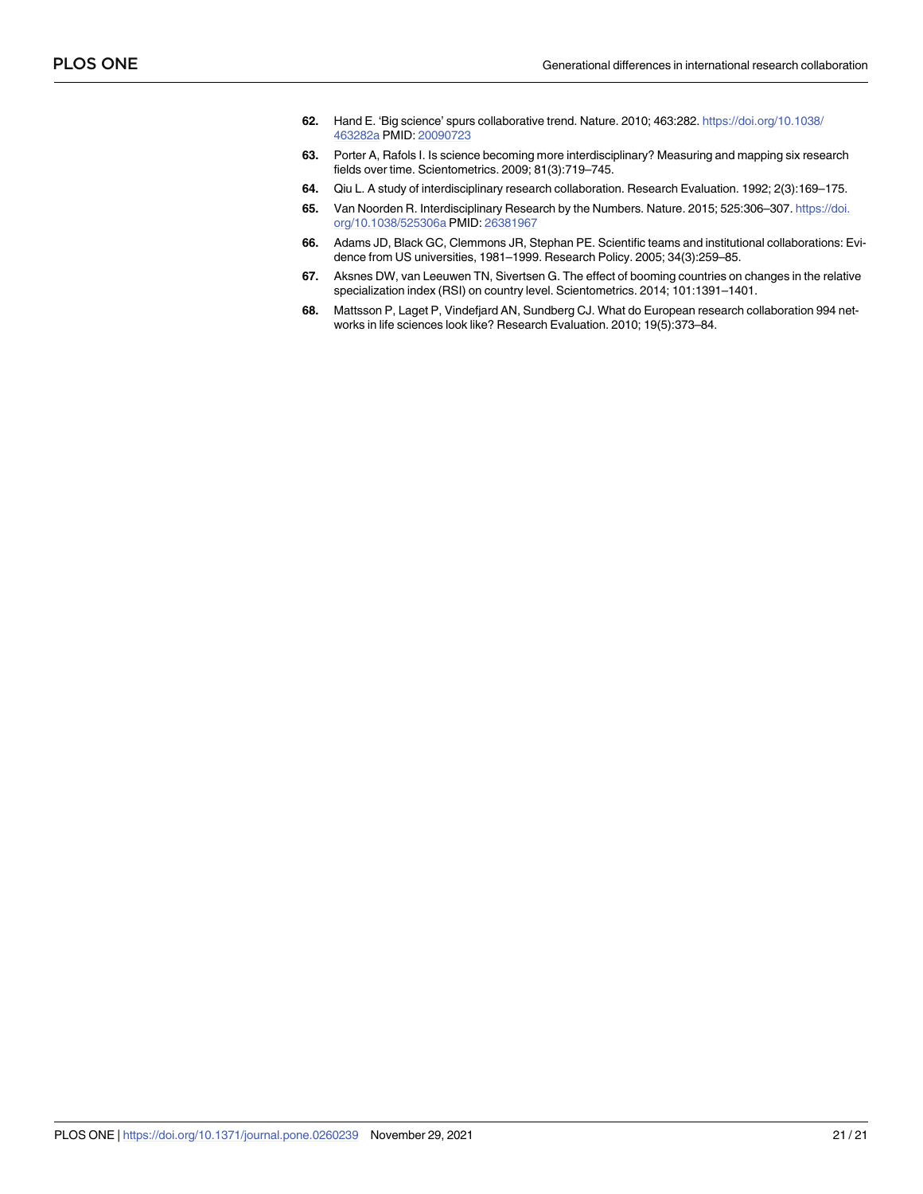62. Hand E. 'Big science' spurs collaborative trend. Nature. 2010; 463:282. https://doi.org/10.1038/463282a PMID: 20090723

63. Porter A, Rafols I. Is science becoming more interdisciplinary? Measuring and mapping six research fields over time. Scientometrics. 2009; 81(3):719–745.

64. Qiu L. A study of interdisciplinary research collaboration. Research Evaluation. 1992; 2(3):169–175.

65. Van Noorden R. Interdisciplinary Research by the Numbers. Nature. 2015; 525:306–307. https://doi.org/10.1038/525306a PMID: 26381967

66. Adams JD, Black GC, Clemmons JR, Stephan PE. Scientific teams and institutional collaborations: Evidence from US universities, 1981–1999. Research Policy. 2005; 34(3):259–85.

67. Aksnes DW, van Leeuwen TN, Sivertsen G. The effect of booming countries on changes in the relative specialization index (RSI) on country level. Scientometrics. 2014; 101:1391–1401.

68. Mattsson P, Laget P, Vindefjard AN, Sundberg CJ. What do European research collaboration 994 networks in life sciences look like? Research Evaluation. 2010; 19(5):373–84.